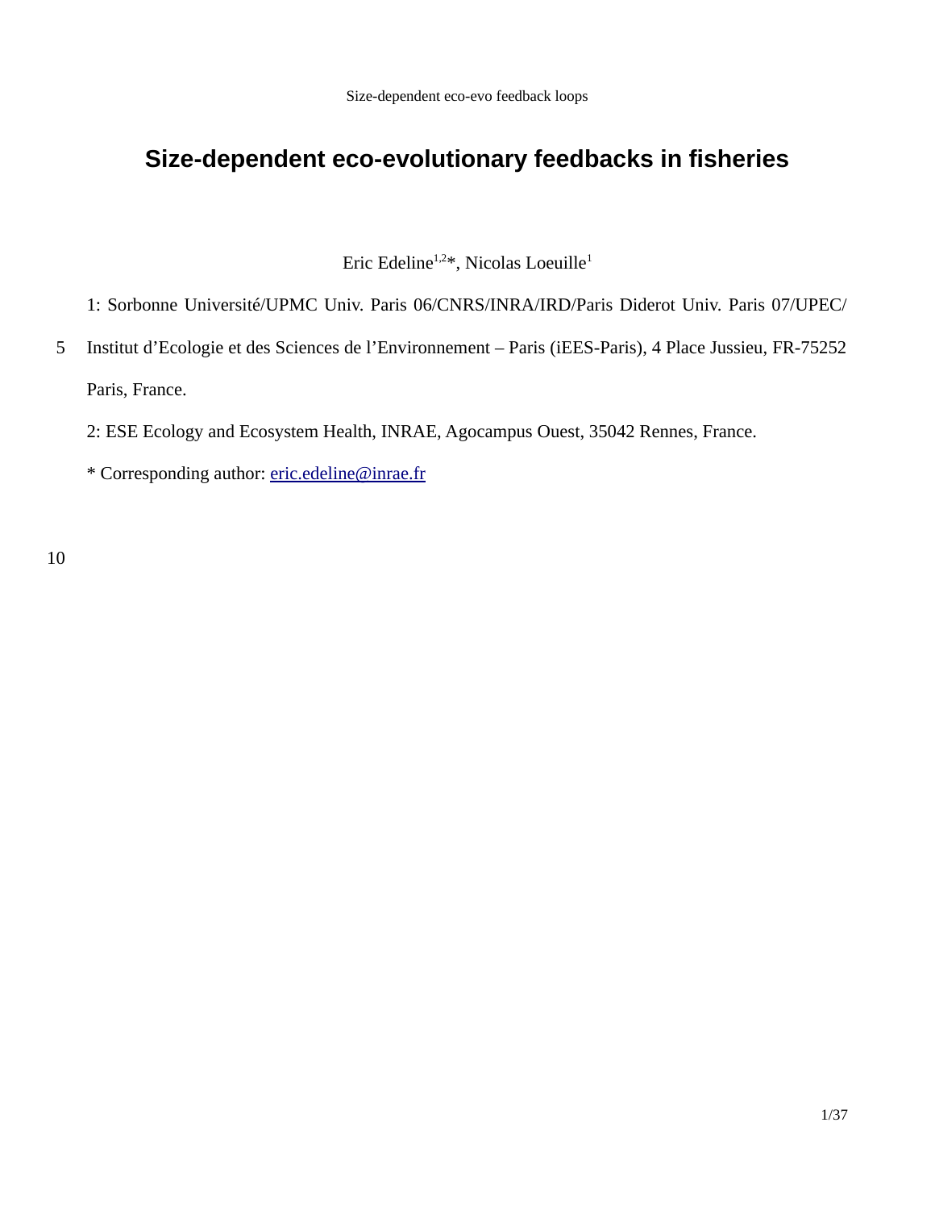# Size-dependent eco-evolutionary feedbacks in fisheries

Eric Edeline[1,2]*, Nicolas Loeuille[1]

1: Sorbonne Université/UPMC Univ. Paris 06/CNRS/INRA/IRD/Paris Diderot Univ. Paris 07/UPEC/ Institut d'Ecologie et des Sciences de l'Environnement – Paris (iEES-Paris), 4 Place Jussieu, FR-75252 Paris, France.

2: ESE Ecology and Ecosystem Health, INRAE, Agocampus Ouest, 35042 Rennes, France.

* Corresponding author: eric.edeline@inrae.fr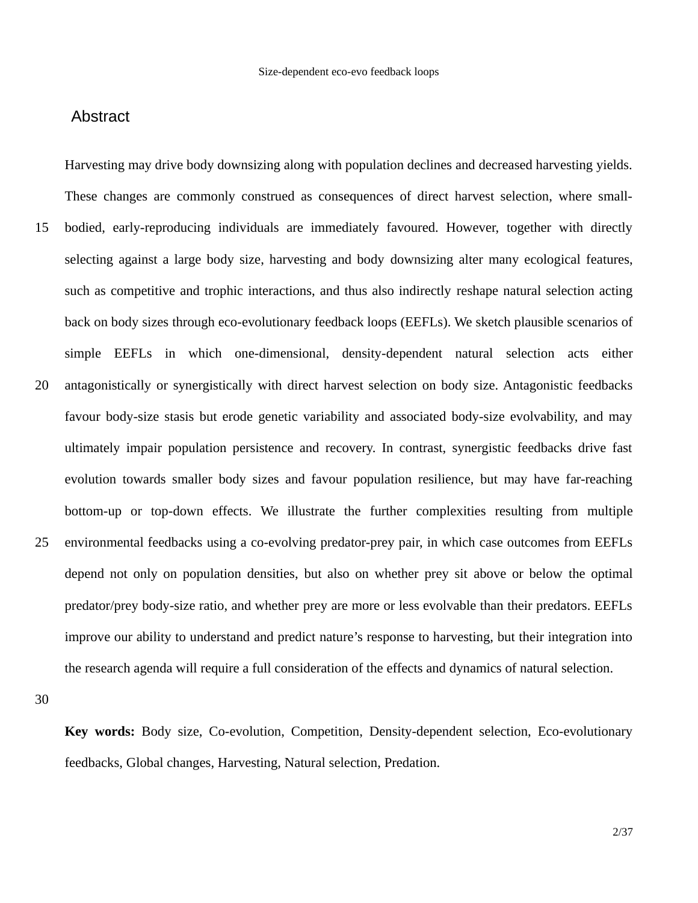## Abstract

Harvesting may drive body downsizing along with population declines and decreased harvesting yields. These changes are commonly construed as consequences of direct harvest selection, where small-bodied, early-reproducing individuals are immediately favoured. However, together with directly selecting against a large body size, harvesting and body downsizing alter many ecological features, such as competitive and trophic interactions, and thus also indirectly reshape natural selection acting back on body sizes through eco-evolutionary feedback loops (EEFLs). We sketch plausible scenarios of simple EEFLs in which one-dimensional, density-dependent natural selection acts either antagonistically or synergistically with direct harvest selection on body size. Antagonistic feedbacks favour body-size stasis but erode genetic variability and associated body-size evolvability, and may ultimately impair population persistence and recovery. In contrast, synergistic feedbacks drive fast evolution towards smaller body sizes and favour population resilience, but may have far-reaching bottom-up or top-down effects. We illustrate the further complexities resulting from multiple environmental feedbacks using a co-evolving predator-prey pair, in which case outcomes from EEFLs depend not only on population densities, but also on whether prey sit above or below the optimal predator/prey body-size ratio, and whether prey are more or less evolvable than their predators. EEFLs improve our ability to understand and predict nature's response to harvesting, but their integration into the research agenda will require a full consideration of the effects and dynamics of natural selection.

**Key words:** Body size, Co-evolution, Competition, Density-dependent selection, Eco-evolutionary feedbacks, Global changes, Harvesting, Natural selection, Predation.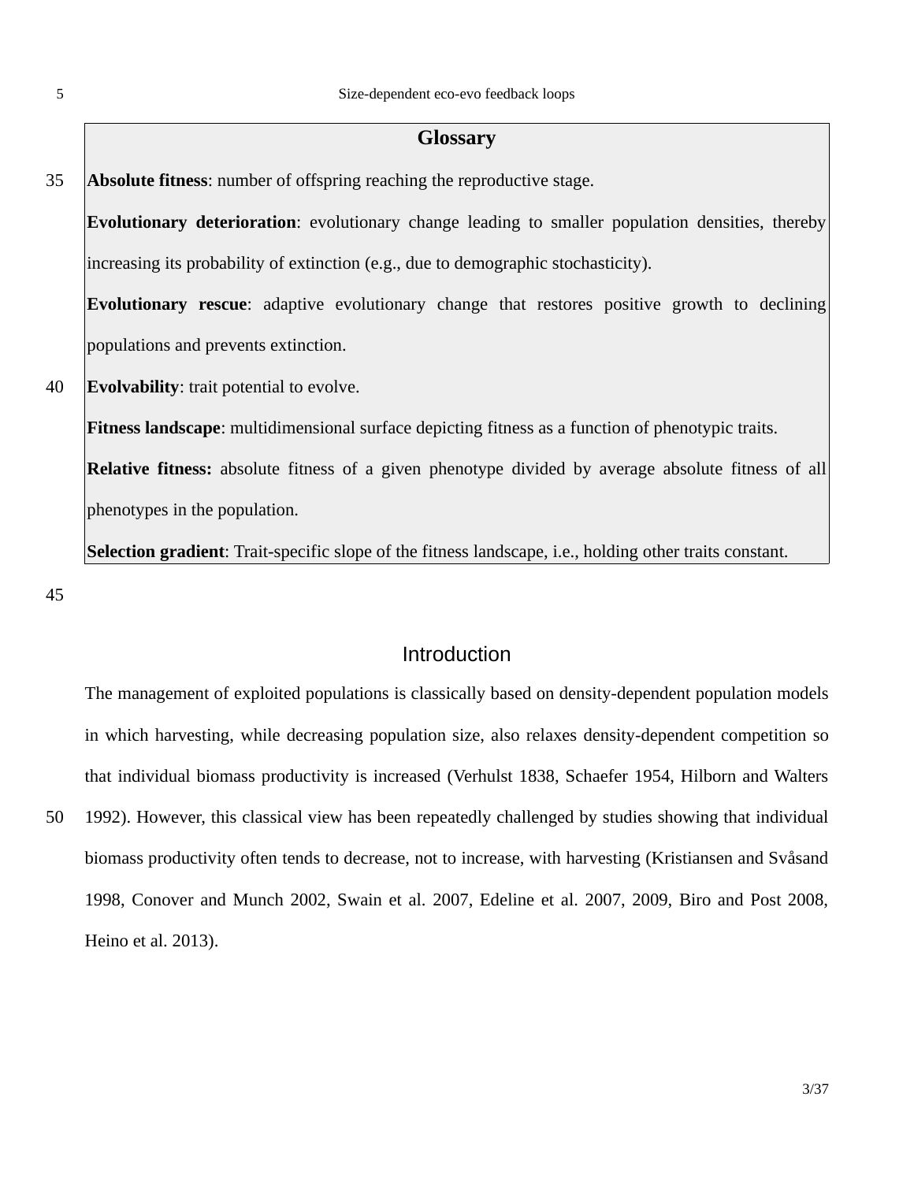## Glossary

**Absolute fitness**: number of offspring reaching the reproductive stage.

**Evolutionary deterioration**: evolutionary change leading to smaller population densities, thereby increasing its probability of extinction (e.g., due to demographic stochasticity).

**Evolutionary rescue**: adaptive evolutionary change that restores positive growth to declining populations and prevents extinction.

**Evolvability**: trait potential to evolve.

**Fitness landscape**: multidimensional surface depicting fitness as a function of phenotypic traits.

**Relative fitness:** absolute fitness of a given phenotype divided by average absolute fitness of all phenotypes in the population.

**Selection gradient**: Trait-specific slope of the fitness landscape, i.e., holding other traits constant.

## Introduction

The management of exploited populations is classically based on density-dependent population models in which harvesting, while decreasing population size, also relaxes density-dependent competition so that individual biomass productivity is increased (Verhulst 1838, Schaefer 1954, Hilborn and Walters 1992). However, this classical view has been repeatedly challenged by studies showing that individual biomass productivity often tends to decrease, not to increase, with harvesting (Kristiansen and Svåsand 1998, Conover and Munch 2002, Swain et al. 2007, Edeline et al. 2007, 2009, Biro and Post 2008, Heino et al. 2013).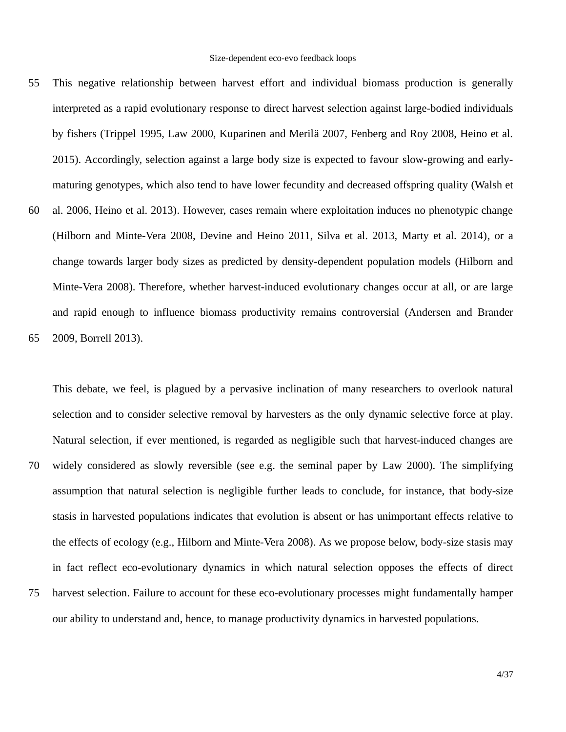This negative relationship between harvest effort and individual biomass production is generally interpreted as a rapid evolutionary response to direct harvest selection against large-bodied individuals by fishers (Trippel 1995, Law 2000, Kuparinen and Merilä 2007, Fenberg and Roy 2008, Heino et al. 2015). Accordingly, selection against a large body size is expected to favour slow-growing and early-maturing genotypes, which also tend to have lower fecundity and decreased offspring quality (Walsh et al. 2006, Heino et al. 2013). However, cases remain where exploitation induces no phenotypic change (Hilborn and Minte-Vera 2008, Devine and Heino 2011, Silva et al. 2013, Marty et al. 2014), or a change towards larger body sizes as predicted by density-dependent population models (Hilborn and Minte-Vera 2008). Therefore, whether harvest-induced evolutionary changes occur at all, or are large and rapid enough to influence biomass productivity remains controversial (Andersen and Brander 2009, Borrell 2013).

This debate, we feel, is plagued by a pervasive inclination of many researchers to overlook natural selection and to consider selective removal by harvesters as the only dynamic selective force at play. Natural selection, if ever mentioned, is regarded as negligible such that harvest-induced changes are widely considered as slowly reversible (see e.g. the seminal paper by Law 2000). The simplifying assumption that natural selection is negligible further leads to conclude, for instance, that body-size stasis in harvested populations indicates that evolution is absent or has unimportant effects relative to the effects of ecology (e.g., Hilborn and Minte-Vera 2008). As we propose below, body-size stasis may in fact reflect eco-evolutionary dynamics in which natural selection opposes the effects of direct harvest selection. Failure to account for these eco-evolutionary processes might fundamentally hamper our ability to understand and, hence, to manage productivity dynamics in harvested populations.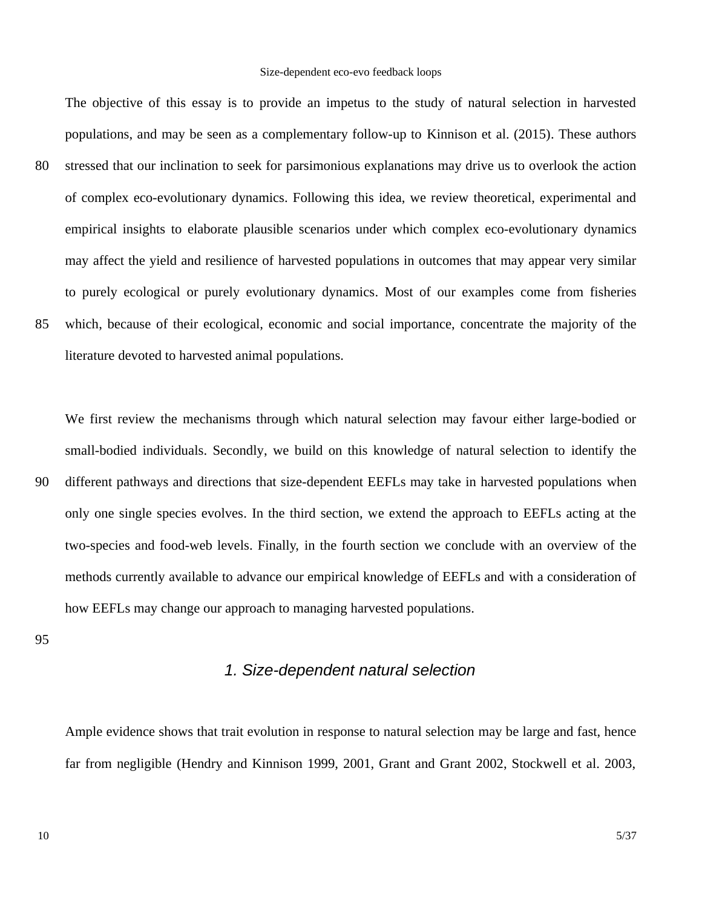The objective of this essay is to provide an impetus to the study of natural selection in harvested populations, and may be seen as a complementary follow-up to Kinnison et al. (2015). These authors stressed that our inclination to seek for parsimonious explanations may drive us to overlook the action of complex eco-evolutionary dynamics. Following this idea, we review theoretical, experimental and empirical insights to elaborate plausible scenarios under which complex eco-evolutionary dynamics may affect the yield and resilience of harvested populations in outcomes that may appear very similar to purely ecological or purely evolutionary dynamics. Most of our examples come from fisheries which, because of their ecological, economic and social importance, concentrate the majority of the literature devoted to harvested animal populations.

We first review the mechanisms through which natural selection may favour either large-bodied or small-bodied individuals. Secondly, we build on this knowledge of natural selection to identify the different pathways and directions that size-dependent EEFLs may take in harvested populations when only one single species evolves. In the third section, we extend the approach to EEFLs acting at the two-species and food-web levels. Finally, in the fourth section we conclude with an overview of the methods currently available to advance our empirical knowledge of EEFLs and with a consideration of how EEFLs may change our approach to managing harvested populations.

## *1. Size-dependent natural selection*

Ample evidence shows that trait evolution in response to natural selection may be large and fast, hence far from negligible (Hendry and Kinnison 1999, 2001, Grant and Grant 2002, Stockwell et al. 2003,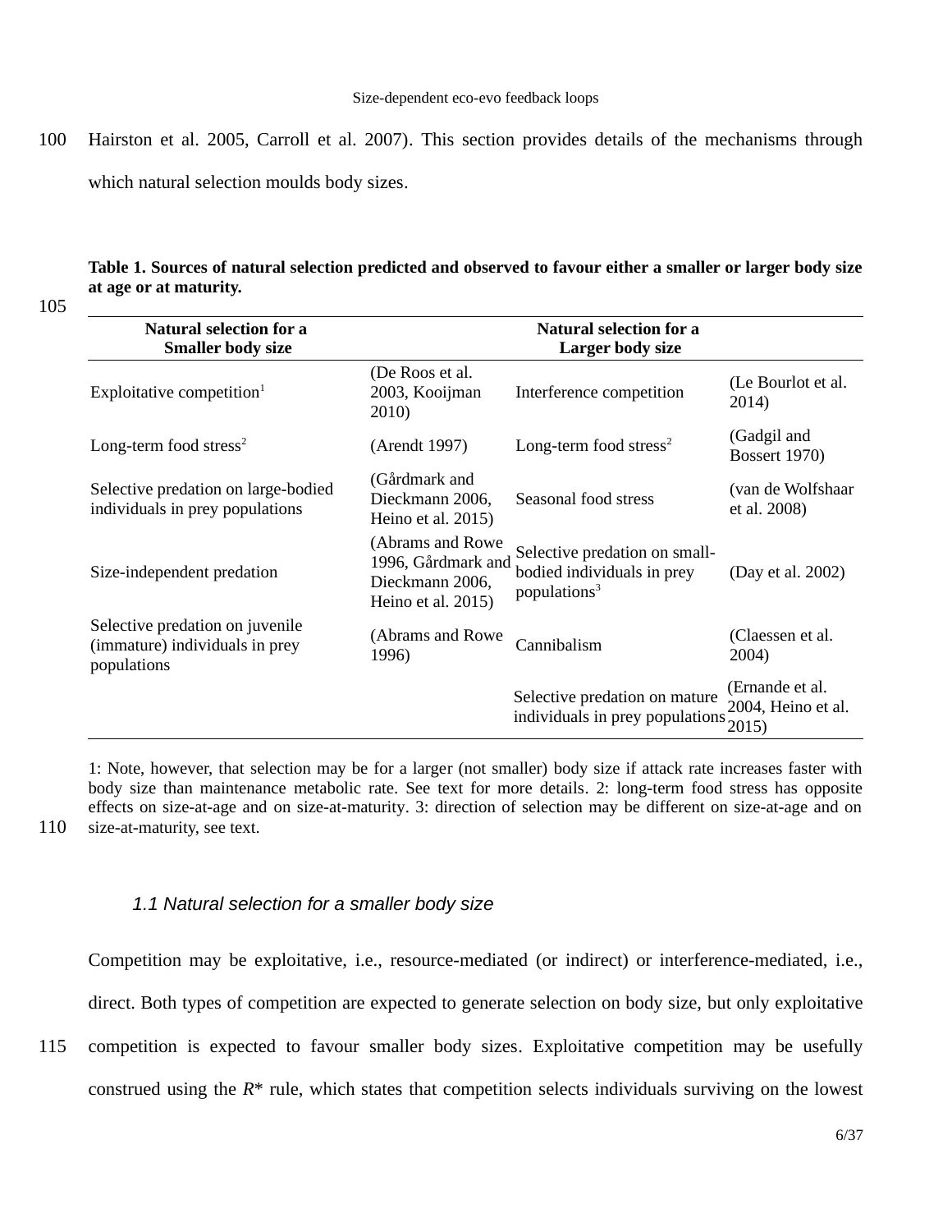Hairston et al. 2005, Carroll et al. 2007). This section provides details of the mechanisms through which natural selection moulds body sizes.

**Table 1. Sources of natural selection predicted and observed to favour either a smaller or larger body size at age or at maturity.**

| Natural selection for a Smaller body size | | Natural selection for a Larger body size | |
|---|---|---|---|
| Exploitative competition[1] | (De Roos et al. 2003, Kooijman 2010) | Interference competition | (Le Bourlot et al. 2014) |
| Long-term food stress[2] | (Arendt 1997) | Long-term food stress[2] | (Gadgil and Bossert 1970) |
| Selective predation on large-bodied individuals in prey populations | (Gårdmark and Dieckmann 2006, Heino et al. 2015) | Seasonal food stress | (van de Wolfshaar et al. 2008) |
| Size-independent predation | (Abrams and Rowe 1996, Gårdmark and Dieckmann 2006, Heino et al. 2015) | Selective predation on small-bodied individuals in prey populations[3] | (Day et al. 2002) |
| Selective predation on juvenile (immature) individuals in prey populations | (Abrams and Rowe 1996) | Cannibalism | (Claessen et al. 2004) |
| | | Selective predation on mature individuals in prey populations | (Ernande et al. 2004, Heino et al. 2015) |

1: Note, however, that selection may be for a larger (not smaller) body size if attack rate increases faster with body size than maintenance metabolic rate. See text for more details. 2: long-term food stress has opposite effects on size-at-age and on size-at-maturity. 3: direction of selection may be different on size-at-age and on size-at-maturity, see text.

### *1.1 Natural selection for a smaller body size*

Competition may be exploitative, i.e., resource-mediated (or indirect) or interference-mediated, i.e., direct. Both types of competition are expected to generate selection on body size, but only exploitative competition is expected to favour smaller body sizes. Exploitative competition may be usefully construed using the $R$* rule, which states that competition selects individuals surviving on the lowest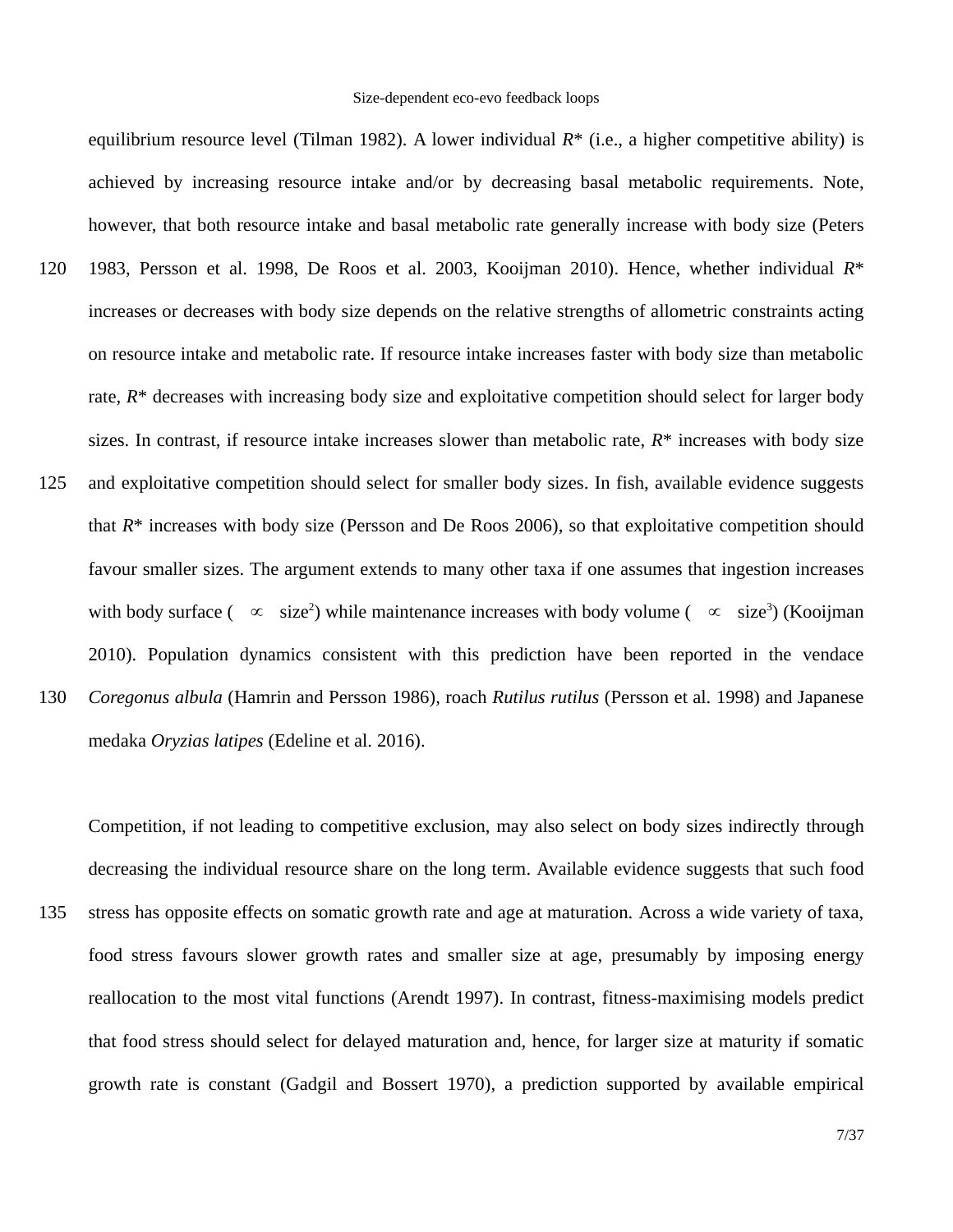equilibrium resource level (Tilman 1982). A lower individual *R*\* (i.e., a higher competitive ability) is achieved by increasing resource intake and/or by decreasing basal metabolic requirements. Note, however, that both resource intake and basal metabolic rate generally increase with body size (Peters 1983, Persson et al. 1998, De Roos et al. 2003, Kooijman 2010). Hence, whether individual *R*\* increases or decreases with body size depends on the relative strengths of allometric constraints acting on resource intake and metabolic rate. If resource intake increases faster with body size than metabolic rate, *R*\* decreases with increasing body size and exploitative competition should select for larger body sizes. In contrast, if resource intake increases slower than metabolic rate, *R*\* increases with body size and exploitative competition should select for smaller body sizes. In fish, available evidence suggests that *R*\* increases with body size (Persson and De Roos 2006), so that exploitative competition should favour smaller sizes. The argument extends to many other taxa if one assumes that ingestion increases with body surface ($\propto$ size$^2$) while maintenance increases with body volume ($\propto$ size$^3$) (Kooijman 2010). Population dynamics consistent with this prediction have been reported in the vendace *Coregonus albula* (Hamrin and Persson 1986), roach *Rutilus rutilus* (Persson et al. 1998) and Japanese medaka *Oryzias latipes* (Edeline et al. 2016).

Competition, if not leading to competitive exclusion, may also select on body sizes indirectly through decreasing the individual resource share on the long term. Available evidence suggests that such food stress has opposite effects on somatic growth rate and age at maturation. Across a wide variety of taxa, food stress favours slower growth rates and smaller size at age, presumably by imposing energy reallocation to the most vital functions (Arendt 1997). In contrast, fitness-maximising models predict that food stress should select for delayed maturation and, hence, for larger size at maturity if somatic growth rate is constant (Gadgil and Bossert 1970), a prediction supported by available empirical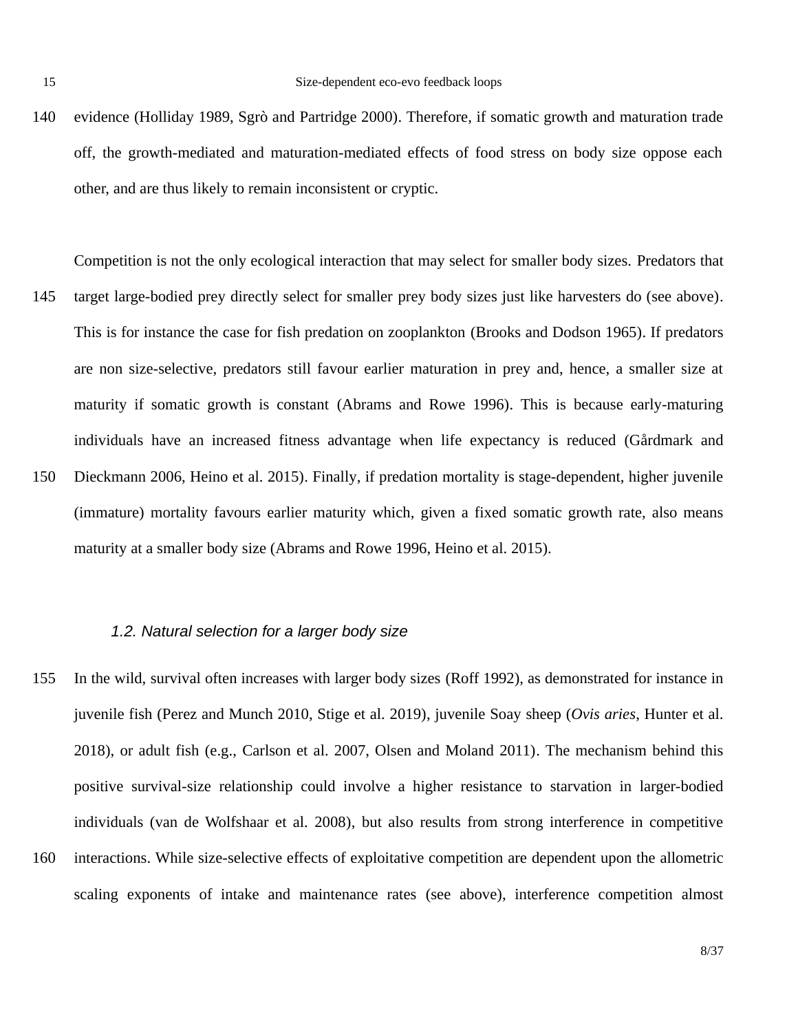evidence (Holliday 1989, Sgrò and Partridge 2000). Therefore, if somatic growth and maturation trade off, the growth-mediated and maturation-mediated effects of food stress on body size oppose each other, and are thus likely to remain inconsistent or cryptic.

Competition is not the only ecological interaction that may select for smaller body sizes. Predators that target large-bodied prey directly select for smaller prey body sizes just like harvesters do (see above). This is for instance the case for fish predation on zooplankton (Brooks and Dodson 1965). If predators are non size-selective, predators still favour earlier maturation in prey and, hence, a smaller size at maturity if somatic growth is constant (Abrams and Rowe 1996). This is because early-maturing individuals have an increased fitness advantage when life expectancy is reduced (Gårdmark and Dieckmann 2006, Heino et al. 2015). Finally, if predation mortality is stage-dependent, higher juvenile (immature) mortality favours earlier maturity which, given a fixed somatic growth rate, also means maturity at a smaller body size (Abrams and Rowe 1996, Heino et al. 2015).

### *1.2. Natural selection for a larger body size*

In the wild, survival often increases with larger body sizes (Roff 1992), as demonstrated for instance in juvenile fish (Perez and Munch 2010, Stige et al. 2019), juvenile Soay sheep (*Ovis aries*, Hunter et al. 2018), or adult fish (e.g., Carlson et al. 2007, Olsen and Moland 2011). The mechanism behind this positive survival-size relationship could involve a higher resistance to starvation in larger-bodied individuals (van de Wolfshaar et al. 2008), but also results from strong interference in competitive interactions. While size-selective effects of exploitative competition are dependent upon the allometric scaling exponents of intake and maintenance rates (see above), interference competition almost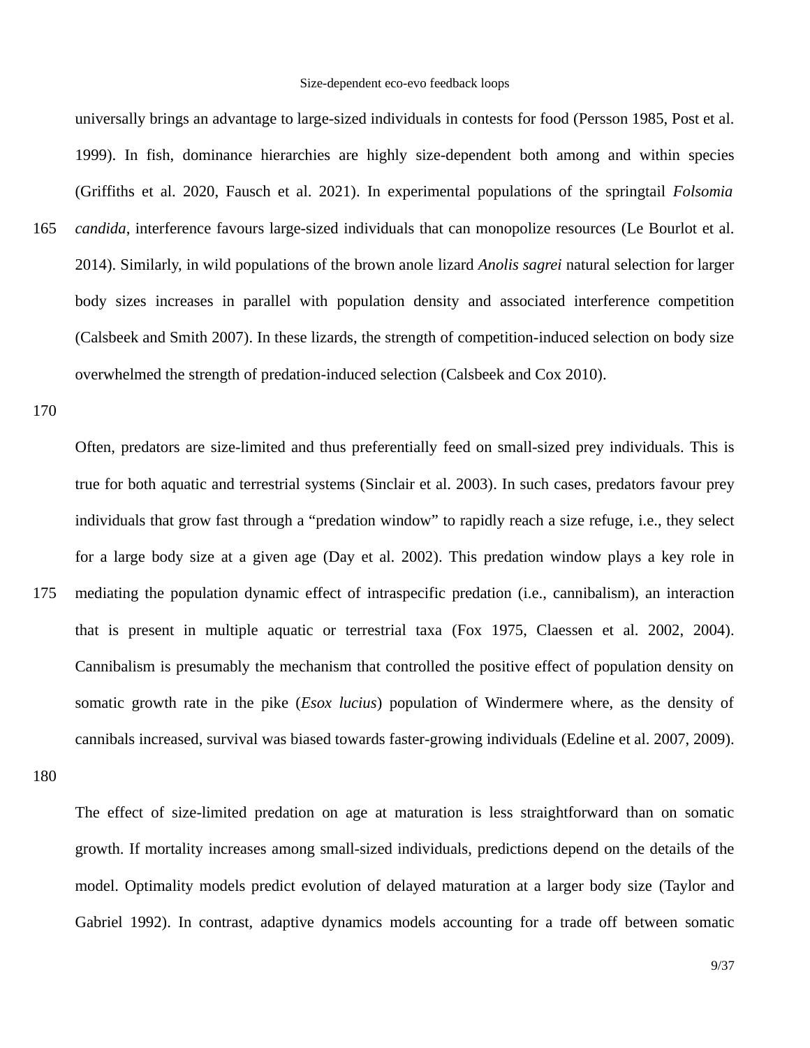universally brings an advantage to large-sized individuals in contests for food (Persson 1985, Post et al. 1999). In fish, dominance hierarchies are highly size-dependent both among and within species (Griffiths et al. 2020, Fausch et al. 2021). In experimental populations of the springtail *Folsomia candida*, interference favours large-sized individuals that can monopolize resources (Le Bourlot et al. 2014). Similarly, in wild populations of the brown anole lizard *Anolis sagrei* natural selection for larger body sizes increases in parallel with population density and associated interference competition (Calsbeek and Smith 2007). In these lizards, the strength of competition-induced selection on body size overwhelmed the strength of predation-induced selection (Calsbeek and Cox 2010).

Often, predators are size-limited and thus preferentially feed on small-sized prey individuals. This is true for both aquatic and terrestrial systems (Sinclair et al. 2003). In such cases, predators favour prey individuals that grow fast through a "predation window" to rapidly reach a size refuge, i.e., they select for a large body size at a given age (Day et al. 2002). This predation window plays a key role in mediating the population dynamic effect of intraspecific predation (i.e., cannibalism), an interaction that is present in multiple aquatic or terrestrial taxa (Fox 1975, Claessen et al. 2002, 2004). Cannibalism is presumably the mechanism that controlled the positive effect of population density on somatic growth rate in the pike (*Esox lucius*) population of Windermere where, as the density of cannibals increased, survival was biased towards faster-growing individuals (Edeline et al. 2007, 2009).

The effect of size-limited predation on age at maturation is less straightforward than on somatic growth. If mortality increases among small-sized individuals, predictions depend on the details of the model. Optimality models predict evolution of delayed maturation at a larger body size (Taylor and Gabriel 1992). In contrast, adaptive dynamics models accounting for a trade off between somatic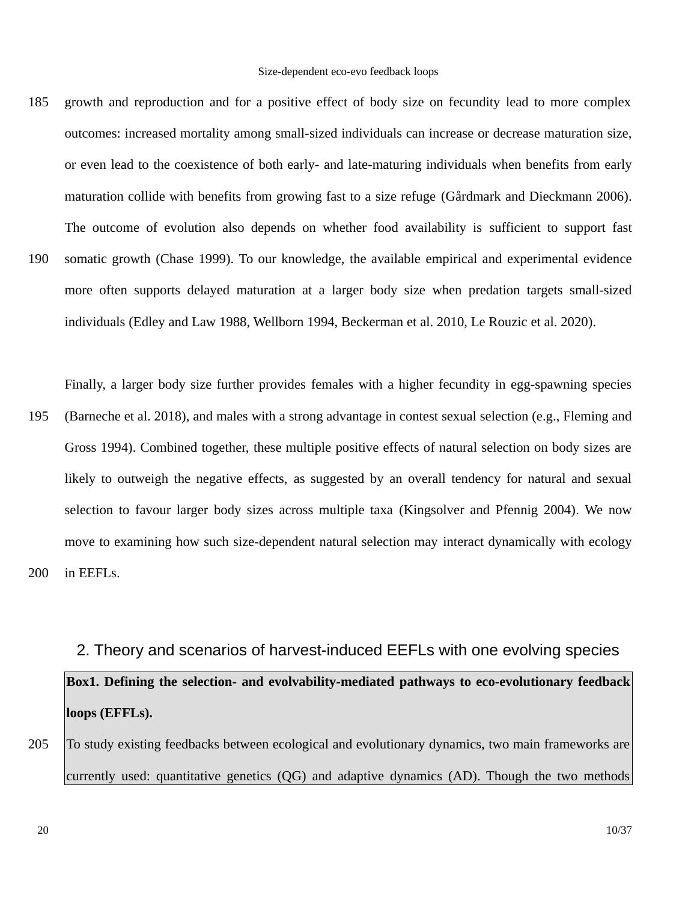growth and reproduction and for a positive effect of body size on fecundity lead to more complex outcomes: increased mortality among small-sized individuals can increase or decrease maturation size, or even lead to the coexistence of both early- and late-maturing individuals when benefits from early maturation collide with benefits from growing fast to a size refuge (Gårdmark and Dieckmann 2006). The outcome of evolution also depends on whether food availability is sufficient to support fast somatic growth (Chase 1999). To our knowledge, the available empirical and experimental evidence more often supports delayed maturation at a larger body size when predation targets small-sized individuals (Edley and Law 1988, Wellborn 1994, Beckerman et al. 2010, Le Rouzic et al. 2020).

Finally, a larger body size further provides females with a higher fecundity in egg-spawning species (Barneche et al. 2018), and males with a strong advantage in contest sexual selection (e.g., Fleming and Gross 1994). Combined together, these multiple positive effects of natural selection on body sizes are likely to outweigh the negative effects, as suggested by an overall tendency for natural and sexual selection to favour larger body sizes across multiple taxa (Kingsolver and Pfennig 2004). We now move to examining how such size-dependent natural selection may interact dynamically with ecology in EEFLs.

## 2. Theory and scenarios of harvest-induced EEFLs with one evolving species

**Box1. Defining the selection- and evolvability-mediated pathways to eco-evolutionary feedback loops (EFFLs).**

To study existing feedbacks between ecological and evolutionary dynamics, two main frameworks are currently used: quantitative genetics (QG) and adaptive dynamics (AD). Though the two methods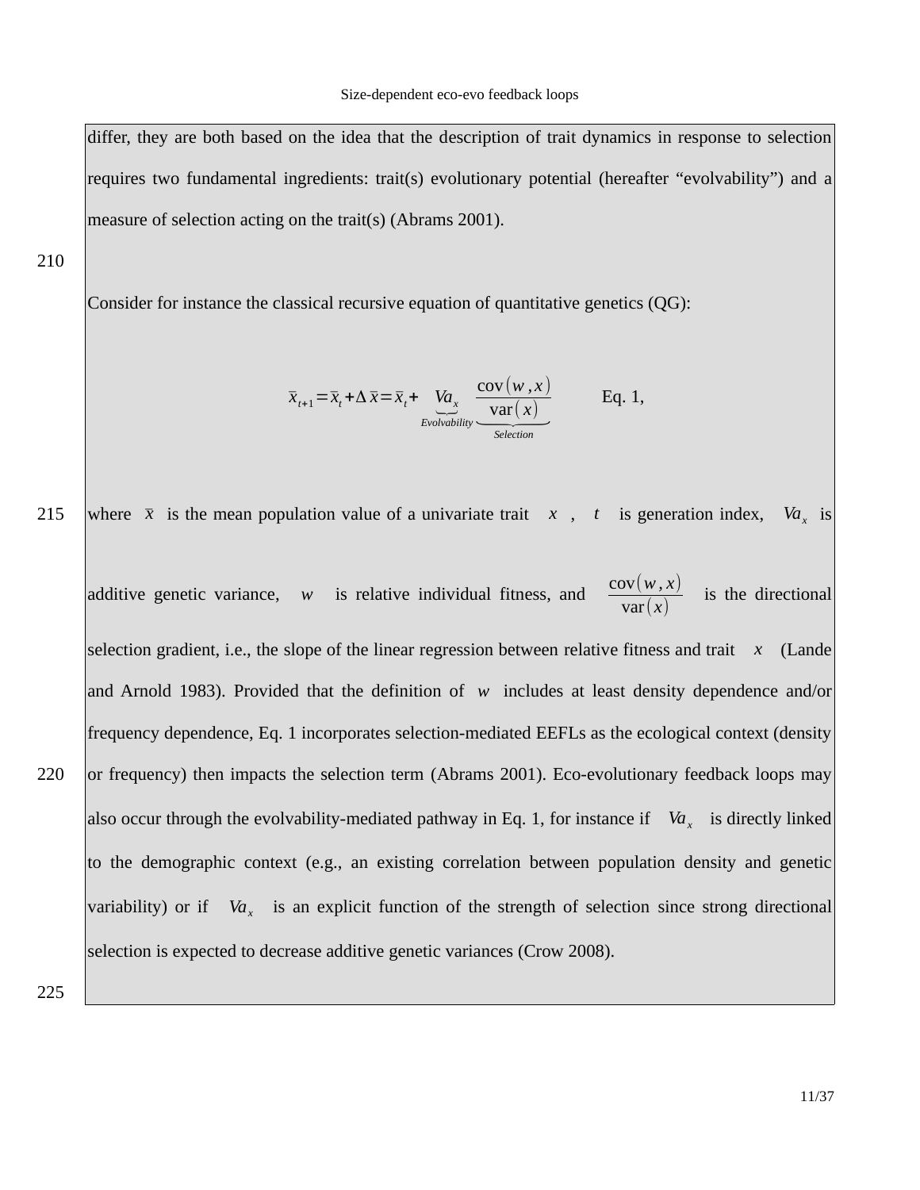differ, they are both based on the idea that the description of trait dynamics in response to selection requires two fundamental ingredients: trait(s) evolutionary potential (hereafter “evolvability”) and a measure of selection acting on the trait(s) (Abrams 2001).

Consider for instance the classical recursive equation of quantitative genetics (QG):

$$\bar{x}_{t+1} = \bar{x}_t + \Delta\bar{x} = \bar{x}_t + \underbrace{Va_x}_{Evolvability} \underbrace{\frac{\text{cov}(w,x)}{\text{var}(x)}}_{Selection} \qquad \text{Eq. 1,}$$

where $\bar{x}$ is the mean population value of a univariate trait $x$, $t$ is generation index, $Va_x$ is additive genetic variance, $w$ is relative individual fitness, and $\frac{\text{cov}(w,x)}{\text{var}(x)}$ is the directional selection gradient, i.e., the slope of the linear regression between relative fitness and trait $x$ (Lande and Arnold 1983). Provided that the definition of $w$ includes at least density dependence and/or frequency dependence, Eq. 1 incorporates selection-mediated EEFLs as the ecological context (density or frequency) then impacts the selection term (Abrams 2001). Eco-evolutionary feedback loops may also occur through the evolvability-mediated pathway in Eq. 1, for instance if $Va_x$ is directly linked to the demographic context (e.g., an existing correlation between population density and genetic variability) or if $Va_x$ is an explicit function of the strength of selection since strong directional selection is expected to decrease additive genetic variances (Crow 2008).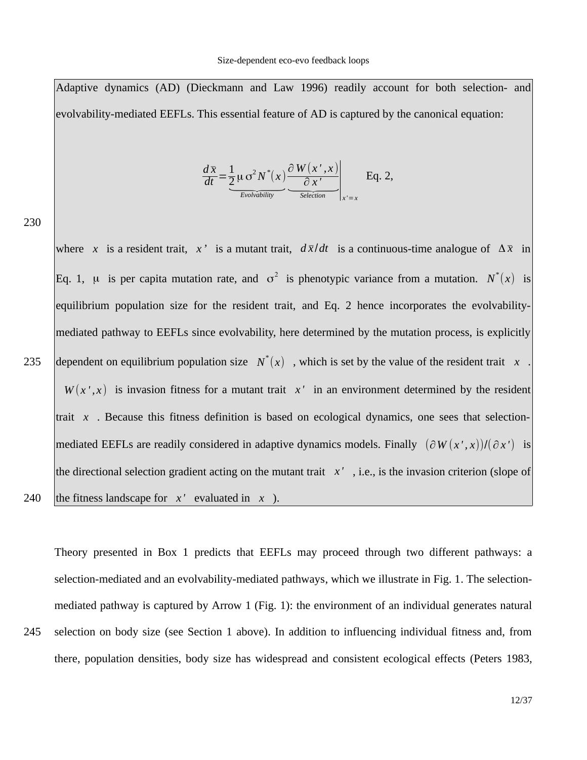Adaptive dynamics (AD) (Dieckmann and Law 1996) readily account for both selection- and evolvability-mediated EEFLs. This essential feature of AD is captured by the canonical equation:

$$\frac{d\bar{x}}{dt} = \underbrace{\frac{1}{2}\mu\sigma^2 N^*(x)}_{Evolvability} \underbrace{\frac{\partial W(x',x)}{\partial x'}}_{Selection}\Bigg|_{x'=x} \quad \text{Eq. 2,}$$

where $x$ is a resident trait, $x'$ is a mutant trait, $d\bar{x}/dt$ is a continuous-time analogue of $\Delta\bar{x}$ in Eq. 1, $\mu$ is per capita mutation rate, and $\sigma^2$ is phenotypic variance from a mutation. $N^*(x)$ is equilibrium population size for the resident trait, and Eq. 2 hence incorporates the evolvability-mediated pathway to EEFLs since evolvability, here determined by the mutation process, is explicitly dependent on equilibrium population size $N^*(x)$, which is set by the value of the resident trait $x$. $W(x',x)$ is invasion fitness for a mutant trait $x'$ in an environment determined by the resident trait $x$. Because this fitness definition is based on ecological dynamics, one sees that selection-mediated EEFLs are readily considered in adaptive dynamics models. Finally $(\partial W(x',x))/(\partial x')$ is the directional selection gradient acting on the mutant trait $x'$, i.e., is the invasion criterion (slope of the fitness landscape for $x'$ evaluated in $x$).

Theory presented in Box 1 predicts that EEFLs may proceed through two different pathways: a selection-mediated and an evolvability-mediated pathways, which we illustrate in Fig. 1. The selection-mediated pathway is captured by Arrow 1 (Fig. 1): the environment of an individual generates natural selection on body size (see Section 1 above). In addition to influencing individual fitness and, from there, population densities, body size has widespread and consistent ecological effects (Peters 1983,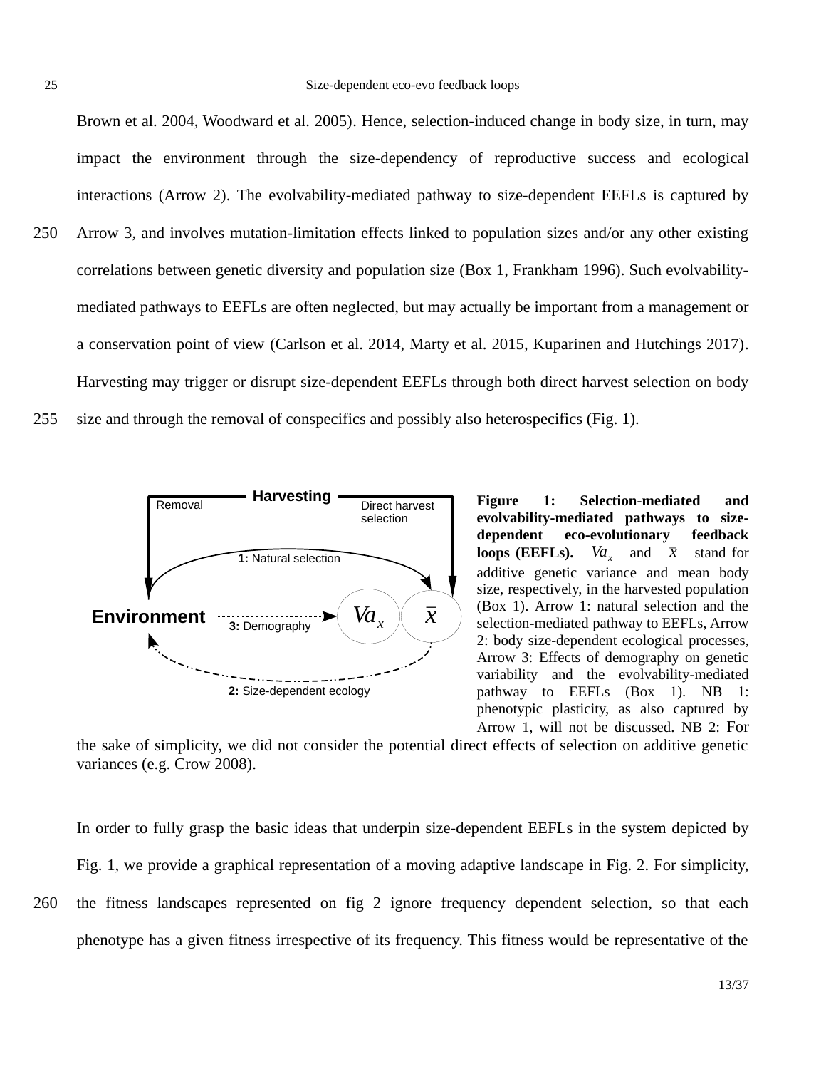Brown et al. 2004, Woodward et al. 2005). Hence, selection-induced change in body size, in turn, may impact the environment through the size-dependency of reproductive success and ecological interactions (Arrow 2). The evolvability-mediated pathway to size-dependent EEFLs is captured by Arrow 3, and involves mutation-limitation effects linked to population sizes and/or any other existing correlations between genetic diversity and population size (Box 1, Frankham 1996). Such evolvability-mediated pathways to EEFLs are often neglected, but may actually be important from a management or a conservation point of view (Carlson et al. 2014, Marty et al. 2015, Kuparinen and Hutchings 2017). Harvesting may trigger or disrupt size-dependent EEFLs through both direct harvest selection on body size and through the removal of conspecifics and possibly also heterospecifics (Fig. 1).

**Figure 1: Selection-mediated and evolvability-mediated pathways to size-dependent eco-evolutionary feedback loops (EEFLs).** $Va_x$ and $\bar{x}$ stand for additive genetic variance and mean body size, respectively, in the harvested population (Box 1). Arrow 1: natural selection and the selection-mediated pathway to EEFLs, Arrow 2: body size-dependent ecological processes, Arrow 3: Effects of demography on genetic variability and the evolvability-mediated pathway to EEFLs (Box 1). NB 1: phenotypic plasticity, as also captured by Arrow 1, will not be discussed. NB 2: For the sake of simplicity, we did not consider the potential direct effects of selection on additive genetic variances (e.g. Crow 2008).

In order to fully grasp the basic ideas that underpin size-dependent EEFLs in the system depicted by Fig. 1, we provide a graphical representation of a moving adaptive landscape in Fig. 2. For simplicity, the fitness landscapes represented on fig 2 ignore frequency dependent selection, so that each phenotype has a given fitness irrespective of its frequency. This fitness would be representative of the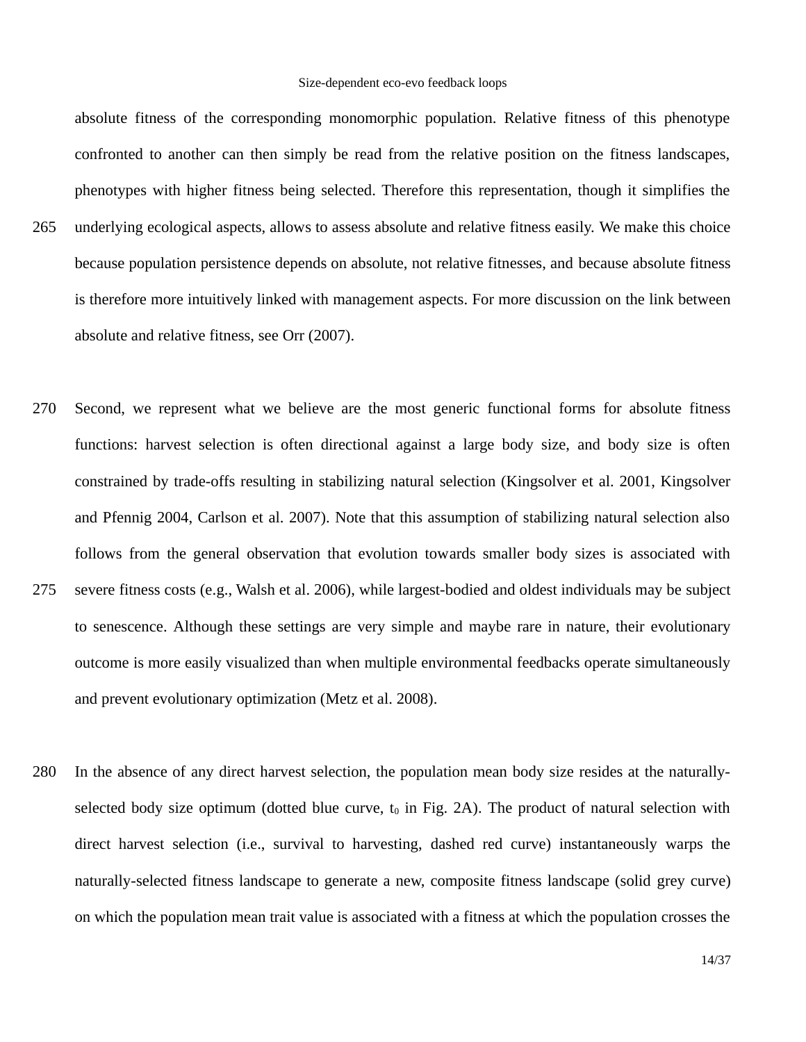absolute fitness of the corresponding monomorphic population. Relative fitness of this phenotype confronted to another can then simply be read from the relative position on the fitness landscapes, phenotypes with higher fitness being selected. Therefore this representation, though it simplifies the underlying ecological aspects, allows to assess absolute and relative fitness easily. We make this choice because population persistence depends on absolute, not relative fitnesses, and because absolute fitness is therefore more intuitively linked with management aspects. For more discussion on the link between absolute and relative fitness, see Orr (2007).

Second, we represent what we believe are the most generic functional forms for absolute fitness functions: harvest selection is often directional against a large body size, and body size is often constrained by trade-offs resulting in stabilizing natural selection (Kingsolver et al. 2001, Kingsolver and Pfennig 2004, Carlson et al. 2007). Note that this assumption of stabilizing natural selection also follows from the general observation that evolution towards smaller body sizes is associated with severe fitness costs (e.g., Walsh et al. 2006), while largest-bodied and oldest individuals may be subject to senescence. Although these settings are very simple and maybe rare in nature, their evolutionary outcome is more easily visualized than when multiple environmental feedbacks operate simultaneously and prevent evolutionary optimization (Metz et al. 2008).

In the absence of any direct harvest selection, the population mean body size resides at the naturally-selected body size optimum (dotted blue curve, $t_0$ in Fig. 2A). The product of natural selection with direct harvest selection (i.e., survival to harvesting, dashed red curve) instantaneously warps the naturally-selected fitness landscape to generate a new, composite fitness landscape (solid grey curve) on which the population mean trait value is associated with a fitness at which the population crosses the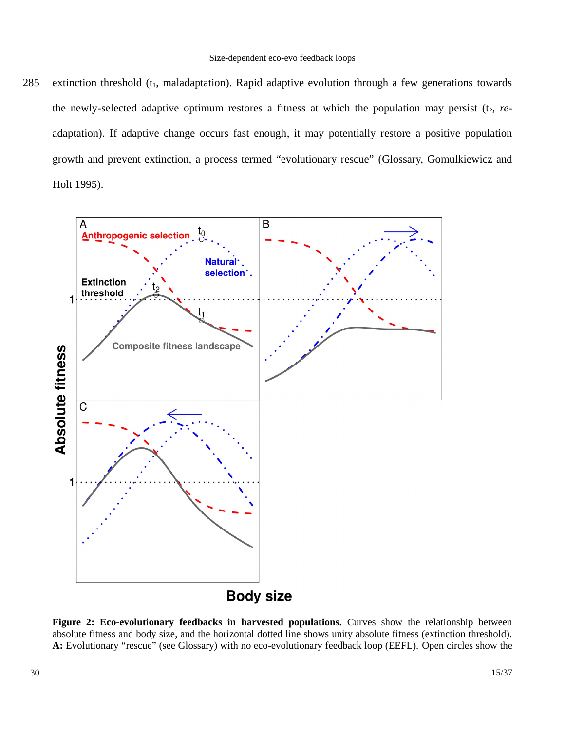extinction threshold ($t_1$, maladaptation). Rapid adaptive evolution through a few generations towards the newly-selected adaptive optimum restores a fitness at which the population may persist ($t_2$, *re-*adaptation). If adaptive change occurs fast enough, it may potentially restore a positive population growth and prevent extinction, a process termed "evolutionary rescue" (Glossary, Gomulkiewicz and Holt 1995).

**Figure 2: Eco-evolutionary feedbacks in harvested populations.** Curves show the relationship between absolute fitness and body size, and the horizontal dotted line shows unity absolute fitness (extinction threshold). **A:** Evolutionary "rescue" (see Glossary) with no eco-evolutionary feedback loop (EEFL). Open circles show the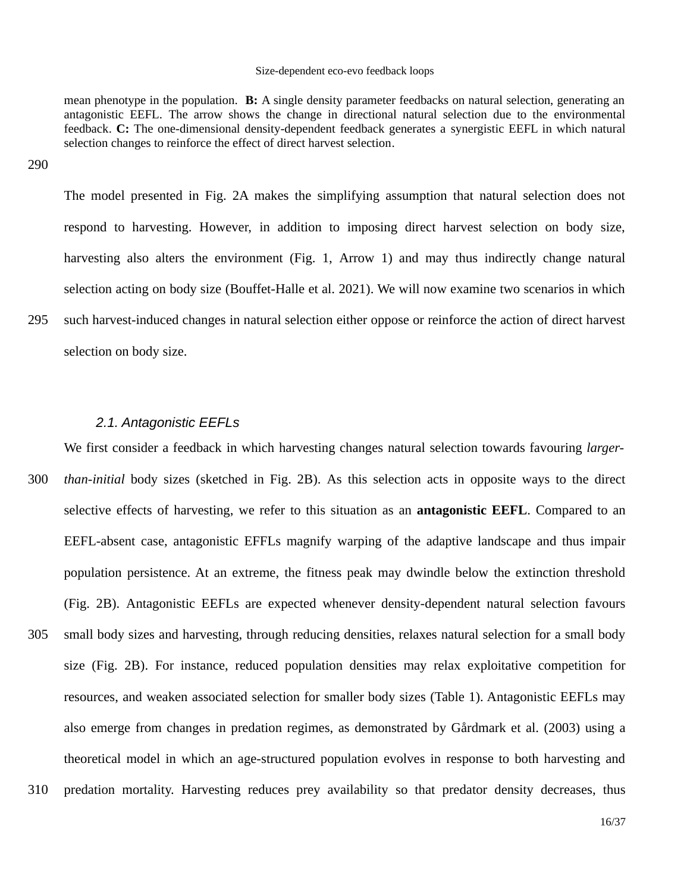mean phenotype in the population. **B:** A single density parameter feedbacks on natural selection, generating an antagonistic EEFL. The arrow shows the change in directional natural selection due to the environmental feedback. **C:** The one-dimensional density-dependent feedback generates a synergistic EEFL in which natural selection changes to reinforce the effect of direct harvest selection.

The model presented in Fig. 2A makes the simplifying assumption that natural selection does not respond to harvesting. However, in addition to imposing direct harvest selection on body size, harvesting also alters the environment (Fig. 1, Arrow 1) and may thus indirectly change natural selection acting on body size (Bouffet-Halle et al. 2021). We will now examine two scenarios in which such harvest-induced changes in natural selection either oppose or reinforce the action of direct harvest selection on body size.

### *2.1. Antagonistic EEFLs*

We first consider a feedback in which harvesting changes natural selection towards favouring *larger-than-initial* body sizes (sketched in Fig. 2B). As this selection acts in opposite ways to the direct selective effects of harvesting, we refer to this situation as an **antagonistic EEFL**. Compared to an EEFL-absent case, antagonistic EFFLs magnify warping of the adaptive landscape and thus impair population persistence. At an extreme, the fitness peak may dwindle below the extinction threshold (Fig. 2B). Antagonistic EEFLs are expected whenever density-dependent natural selection favours small body sizes and harvesting, through reducing densities, relaxes natural selection for a small body size (Fig. 2B). For instance, reduced population densities may relax exploitative competition for resources, and weaken associated selection for smaller body sizes (Table 1). Antagonistic EEFLs may also emerge from changes in predation regimes, as demonstrated by Gårdmark et al. (2003) using a theoretical model in which an age-structured population evolves in response to both harvesting and predation mortality. Harvesting reduces prey availability so that predator density decreases, thus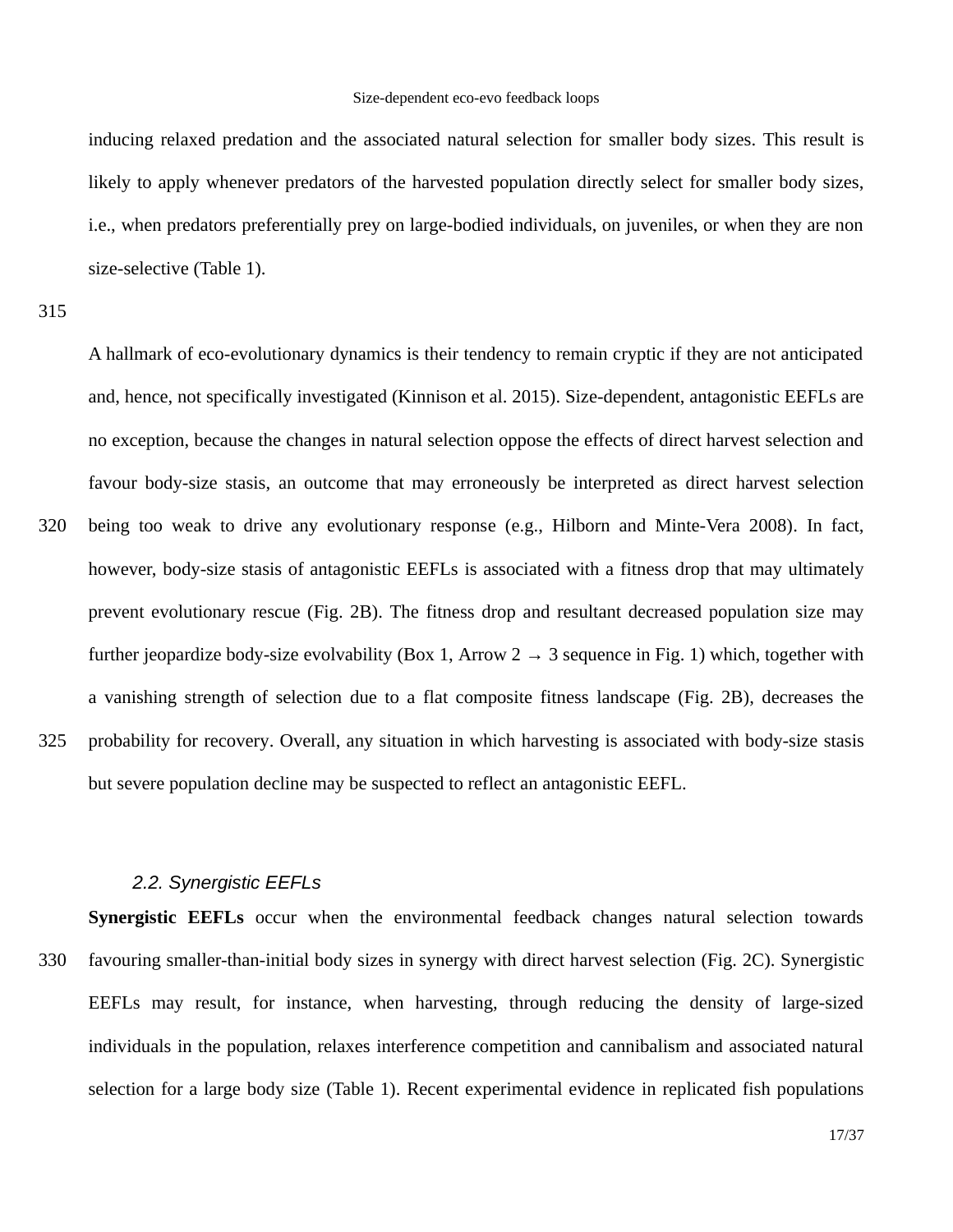inducing relaxed predation and the associated natural selection for smaller body sizes. This result is likely to apply whenever predators of the harvested population directly select for smaller body sizes, i.e., when predators preferentially prey on large-bodied individuals, on juveniles, or when they are non size-selective (Table 1).

A hallmark of eco-evolutionary dynamics is their tendency to remain cryptic if they are not anticipated and, hence, not specifically investigated (Kinnison et al. 2015). Size-dependent, antagonistic EEFLs are no exception, because the changes in natural selection oppose the effects of direct harvest selection and favour body-size stasis, an outcome that may erroneously be interpreted as direct harvest selection being too weak to drive any evolutionary response (e.g., Hilborn and Minte-Vera 2008). In fact, however, body-size stasis of antagonistic EEFLs is associated with a fitness drop that may ultimately prevent evolutionary rescue (Fig. 2B). The fitness drop and resultant decreased population size may further jeopardize body-size evolvability (Box 1, Arrow 2 → 3 sequence in Fig. 1) which, together with a vanishing strength of selection due to a flat composite fitness landscape (Fig. 2B), decreases the probability for recovery. Overall, any situation in which harvesting is associated with body-size stasis but severe population decline may be suspected to reflect an antagonistic EEFL.

### *2.2. Synergistic EEFLs*

**Synergistic EEFLs** occur when the environmental feedback changes natural selection towards favouring smaller-than-initial body sizes in synergy with direct harvest selection (Fig. 2C). Synergistic EEFLs may result, for instance, when harvesting, through reducing the density of large-sized individuals in the population, relaxes interference competition and cannibalism and associated natural selection for a large body size (Table 1). Recent experimental evidence in replicated fish populations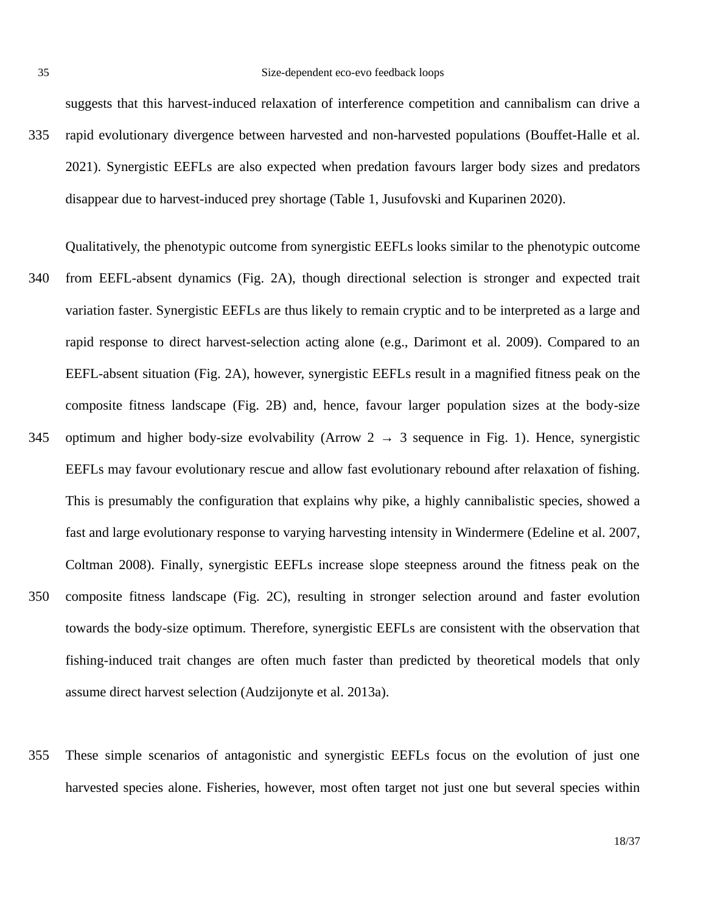suggests that this harvest-induced relaxation of interference competition and cannibalism can drive a rapid evolutionary divergence between harvested and non-harvested populations (Bouffet-Halle et al. 2021). Synergistic EEFLs are also expected when predation favours larger body sizes and predators disappear due to harvest-induced prey shortage (Table 1, Jusufovski and Kuparinen 2020).

Qualitatively, the phenotypic outcome from synergistic EEFLs looks similar to the phenotypic outcome from EEFL-absent dynamics (Fig. 2A), though directional selection is stronger and expected trait variation faster. Synergistic EEFLs are thus likely to remain cryptic and to be interpreted as a large and rapid response to direct harvest-selection acting alone (e.g., Darimont et al. 2009). Compared to an EEFL-absent situation (Fig. 2A), however, synergistic EEFLs result in a magnified fitness peak on the composite fitness landscape (Fig. 2B) and, hence, favour larger population sizes at the body-size optimum and higher body-size evolvability (Arrow 2 → 3 sequence in Fig. 1). Hence, synergistic EEFLs may favour evolutionary rescue and allow fast evolutionary rebound after relaxation of fishing. This is presumably the configuration that explains why pike, a highly cannibalistic species, showed a fast and large evolutionary response to varying harvesting intensity in Windermere (Edeline et al. 2007, Coltman 2008). Finally, synergistic EEFLs increase slope steepness around the fitness peak on the composite fitness landscape (Fig. 2C), resulting in stronger selection around and faster evolution towards the body-size optimum. Therefore, synergistic EEFLs are consistent with the observation that fishing-induced trait changes are often much faster than predicted by theoretical models that only assume direct harvest selection (Audzijonyte et al. 2013a).

These simple scenarios of antagonistic and synergistic EEFLs focus on the evolution of just one harvested species alone. Fisheries, however, most often target not just one but several species within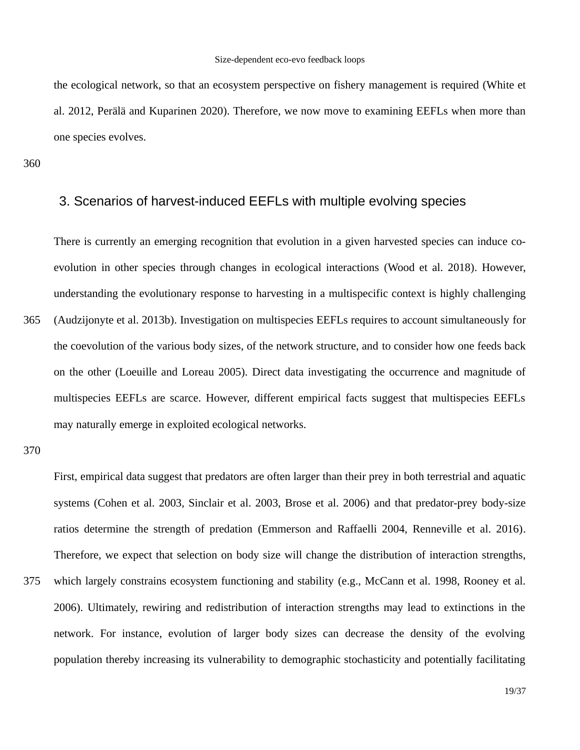the ecological network, so that an ecosystem perspective on fishery management is required (White et al. 2012, Perälä and Kuparinen 2020). Therefore, we now move to examining EEFLs when more than one species evolves.

## 3. Scenarios of harvest-induced EEFLs with multiple evolving species

There is currently an emerging recognition that evolution in a given harvested species can induce co-evolution in other species through changes in ecological interactions (Wood et al. 2018). However, understanding the evolutionary response to harvesting in a multispecific context is highly challenging (Audzijonyte et al. 2013b). Investigation on multispecies EEFLs requires to account simultaneously for the coevolution of the various body sizes, of the network structure, and to consider how one feeds back on the other (Loeuille and Loreau 2005). Direct data investigating the occurrence and magnitude of multispecies EEFLs are scarce. However, different empirical facts suggest that multispecies EEFLs may naturally emerge in exploited ecological networks.

First, empirical data suggest that predators are often larger than their prey in both terrestrial and aquatic systems (Cohen et al. 2003, Sinclair et al. 2003, Brose et al. 2006) and that predator-prey body-size ratios determine the strength of predation (Emmerson and Raffaelli 2004, Renneville et al. 2016). Therefore, we expect that selection on body size will change the distribution of interaction strengths, which largely constrains ecosystem functioning and stability (e.g., McCann et al. 1998, Rooney et al. 2006). Ultimately, rewiring and redistribution of interaction strengths may lead to extinctions in the network. For instance, evolution of larger body sizes can decrease the density of the evolving population thereby increasing its vulnerability to demographic stochasticity and potentially facilitating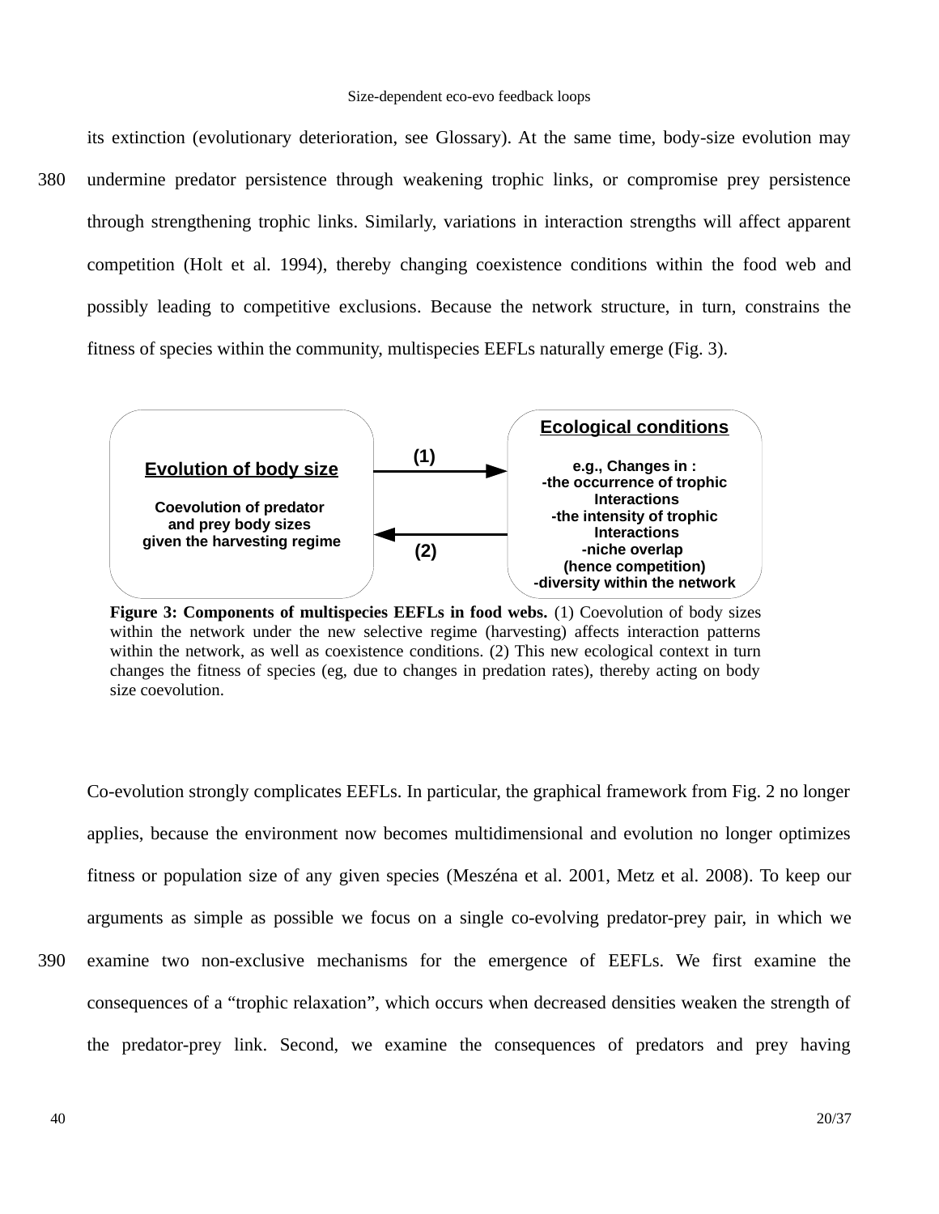its extinction (evolutionary deterioration, see Glossary). At the same time, body-size evolution may undermine predator persistence through weakening trophic links, or compromise prey persistence through strengthening trophic links. Similarly, variations in interaction strengths will affect apparent competition (Holt et al. 1994), thereby changing coexistence conditions within the food web and possibly leading to competitive exclusions. Because the network structure, in turn, constrains the fitness of species within the community, multispecies EEFLs naturally emerge (Fig. 3).

**Evolution of body size**

Coevolution of predator and prey body sizes given the harvesting regime

(1) →

← (2)

**Ecological conditions**

e.g., Changes in :
-the occurrence of trophic Interactions
-the intensity of trophic Interactions
-niche overlap (hence competition)
-diversity within the network

**Figure 3: Components of multispecies EEFLs in food webs.** (1) Coevolution of body sizes within the network under the new selective regime (harvesting) affects interaction patterns within the network, as well as coexistence conditions. (2) This new ecological context in turn changes the fitness of species (eg, due to changes in predation rates), thereby acting on body size coevolution.

Co-evolution strongly complicates EEFLs. In particular, the graphical framework from Fig. 2 no longer applies, because the environment now becomes multidimensional and evolution no longer optimizes fitness or population size of any given species (Meszéna et al. 2001, Metz et al. 2008). To keep our arguments as simple as possible we focus on a single co-evolving predator-prey pair, in which we examine two non-exclusive mechanisms for the emergence of EEFLs. We first examine the consequences of a "trophic relaxation", which occurs when decreased densities weaken the strength of the predator-prey link. Second, we examine the consequences of predators and prey having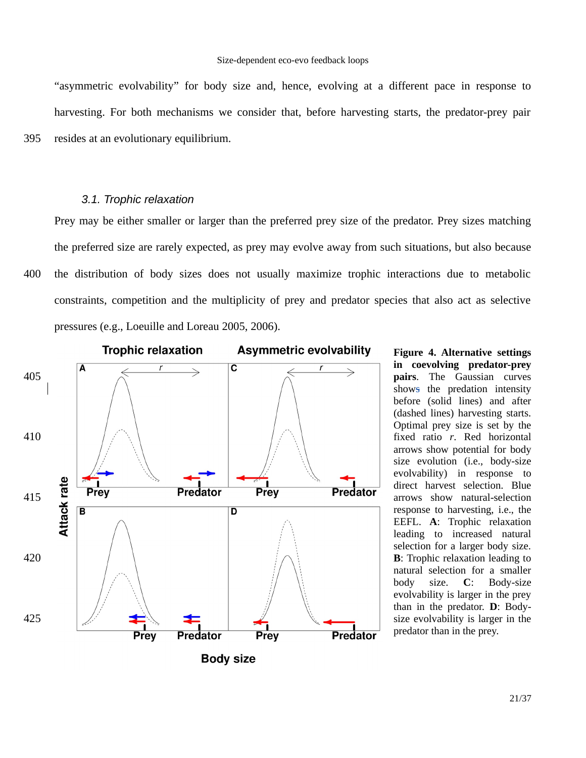"asymmetric evolvability" for body size and, hence, evolving at a different pace in response to harvesting. For both mechanisms we consider that, before harvesting starts, the predator-prey pair resides at an evolutionary equilibrium.

### *3.1. Trophic relaxation*

Prey may be either smaller or larger than the preferred prey size of the predator. Prey sizes matching the preferred size are rarely expected, as prey may evolve away from such situations, but also because the distribution of body sizes does not usually maximize trophic interactions due to metabolic constraints, competition and the multiplicity of prey and predator species that also act as selective pressures (e.g., Loeuille and Loreau 2005, 2006).

**Figure 4. Alternative settings in coevolving predator-prey pairs**. The Gaussian curves shows the predation intensity before (solid lines) and after (dashed lines) harvesting starts. Optimal prey size is set by the fixed ratio *r*. Red horizontal arrows show potential for body size evolution (i.e., body-size evolvability) in response to direct harvest selection. Blue arrows show natural-selection response to harvesting, i.e., the EEFL. **A**: Trophic relaxation leading to increased natural selection for a larger body size. **B**: Trophic relaxation leading to natural selection for a smaller body size. **C**: Body-size evolvability is larger in the prey than in the predator. **D**: Body-size evolvability is larger in the predator than in the prey.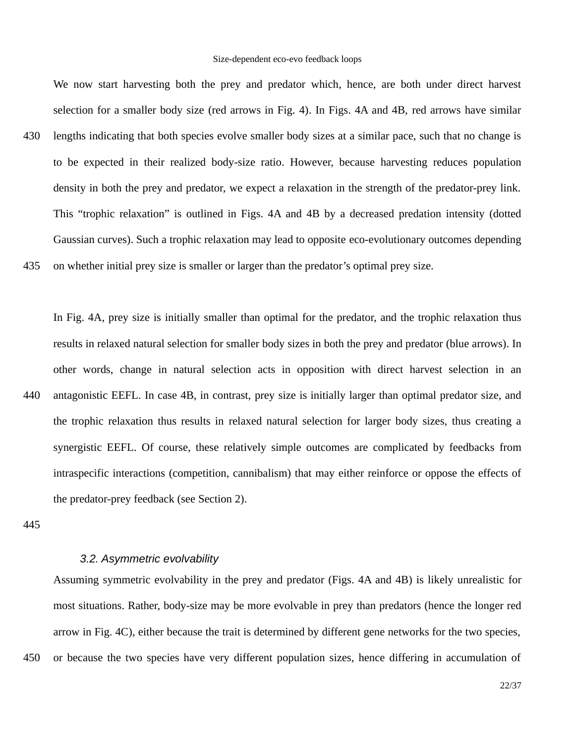We now start harvesting both the prey and predator which, hence, are both under direct harvest selection for a smaller body size (red arrows in Fig. 4). In Figs. 4A and 4B, red arrows have similar lengths indicating that both species evolve smaller body sizes at a similar pace, such that no change is to be expected in their realized body-size ratio. However, because harvesting reduces population density in both the prey and predator, we expect a relaxation in the strength of the predator-prey link. This "trophic relaxation" is outlined in Figs. 4A and 4B by a decreased predation intensity (dotted Gaussian curves). Such a trophic relaxation may lead to opposite eco-evolutionary outcomes depending on whether initial prey size is smaller or larger than the predator's optimal prey size.

In Fig. 4A, prey size is initially smaller than optimal for the predator, and the trophic relaxation thus results in relaxed natural selection for smaller body sizes in both the prey and predator (blue arrows). In other words, change in natural selection acts in opposition with direct harvest selection in an antagonistic EEFL. In case 4B, in contrast, prey size is initially larger than optimal predator size, and the trophic relaxation thus results in relaxed natural selection for larger body sizes, thus creating a synergistic EEFL. Of course, these relatively simple outcomes are complicated by feedbacks from intraspecific interactions (competition, cannibalism) that may either reinforce or oppose the effects of the predator-prey feedback (see Section 2).

### *3.2. Asymmetric evolvability*

Assuming symmetric evolvability in the prey and predator (Figs. 4A and 4B) is likely unrealistic for most situations. Rather, body-size may be more evolvable in prey than predators (hence the longer red arrow in Fig. 4C), either because the trait is determined by different gene networks for the two species, or because the two species have very different population sizes, hence differing in accumulation of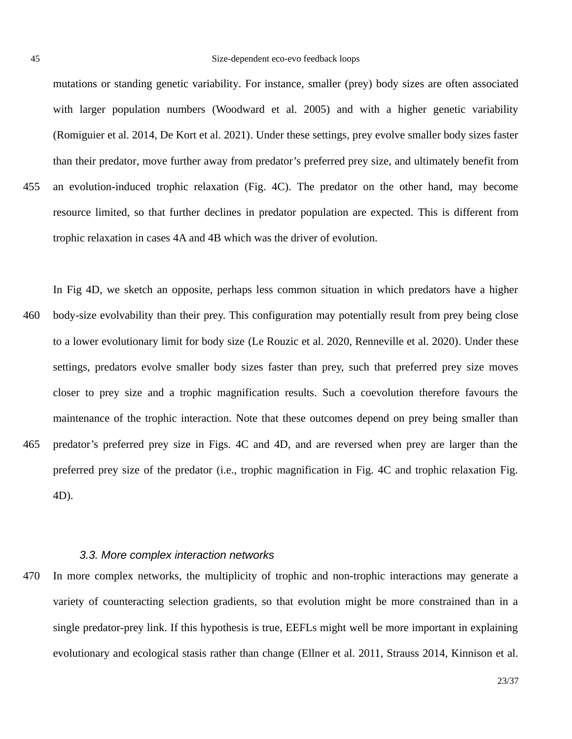mutations or standing genetic variability. For instance, smaller (prey) body sizes are often associated with larger population numbers (Woodward et al. 2005) and with a higher genetic variability (Romiguier et al. 2014, De Kort et al. 2021). Under these settings, prey evolve smaller body sizes faster than their predator, move further away from predator's preferred prey size, and ultimately benefit from an evolution-induced trophic relaxation (Fig. 4C). The predator on the other hand, may become resource limited, so that further declines in predator population are expected. This is different from trophic relaxation in cases 4A and 4B which was the driver of evolution.

In Fig 4D, we sketch an opposite, perhaps less common situation in which predators have a higher body-size evolvability than their prey. This configuration may potentially result from prey being close to a lower evolutionary limit for body size (Le Rouzic et al. 2020, Renneville et al. 2020). Under these settings, predators evolve smaller body sizes faster than prey, such that preferred prey size moves closer to prey size and a trophic magnification results. Such a coevolution therefore favours the maintenance of the trophic interaction. Note that these outcomes depend on prey being smaller than predator's preferred prey size in Figs. 4C and 4D, and are reversed when prey are larger than the preferred prey size of the predator (i.e., trophic magnification in Fig. 4C and trophic relaxation Fig. 4D).

### *3.3. More complex interaction networks*

In more complex networks, the multiplicity of trophic and non-trophic interactions may generate a variety of counteracting selection gradients, so that evolution might be more constrained than in a single predator-prey link. If this hypothesis is true, EEFLs might well be more important in explaining evolutionary and ecological stasis rather than change (Ellner et al. 2011, Strauss 2014, Kinnison et al.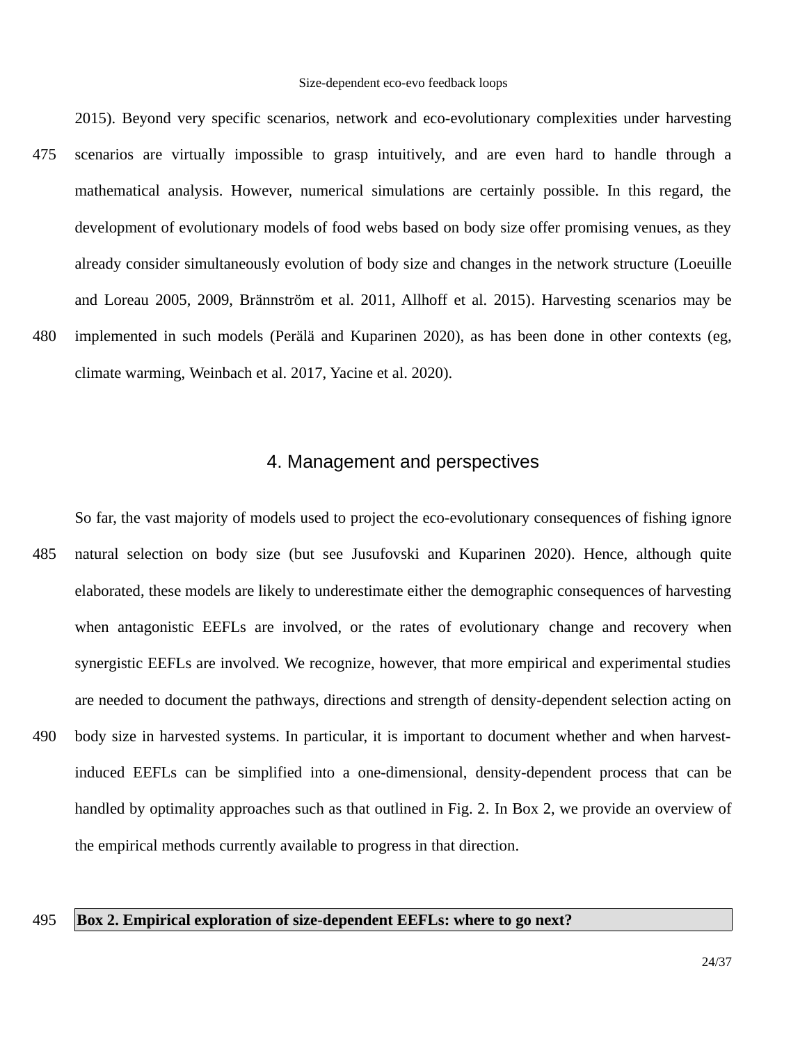2015). Beyond very specific scenarios, network and eco-evolutionary complexities under harvesting scenarios are virtually impossible to grasp intuitively, and are even hard to handle through a mathematical analysis. However, numerical simulations are certainly possible. In this regard, the development of evolutionary models of food webs based on body size offer promising venues, as they already consider simultaneously evolution of body size and changes in the network structure (Loeuille and Loreau 2005, 2009, Brännström et al. 2011, Allhoff et al. 2015). Harvesting scenarios may be implemented in such models (Perälä and Kuparinen 2020), as has been done in other contexts (eg, climate warming, Weinbach et al. 2017, Yacine et al. 2020).

## 4. Management and perspectives

So far, the vast majority of models used to project the eco-evolutionary consequences of fishing ignore natural selection on body size (but see Jusufovski and Kuparinen 2020). Hence, although quite elaborated, these models are likely to underestimate either the demographic consequences of harvesting when antagonistic EEFLs are involved, or the rates of evolutionary change and recovery when synergistic EEFLs are involved. We recognize, however, that more empirical and experimental studies are needed to document the pathways, directions and strength of density-dependent selection acting on body size in harvested systems. In particular, it is important to document whether and when harvest-induced EEFLs can be simplified into a one-dimensional, density-dependent process that can be handled by optimality approaches such as that outlined in Fig. 2. In Box 2, we provide an overview of the empirical methods currently available to progress in that direction.

**Box 2. Empirical exploration of size-dependent EEFLs: where to go next?**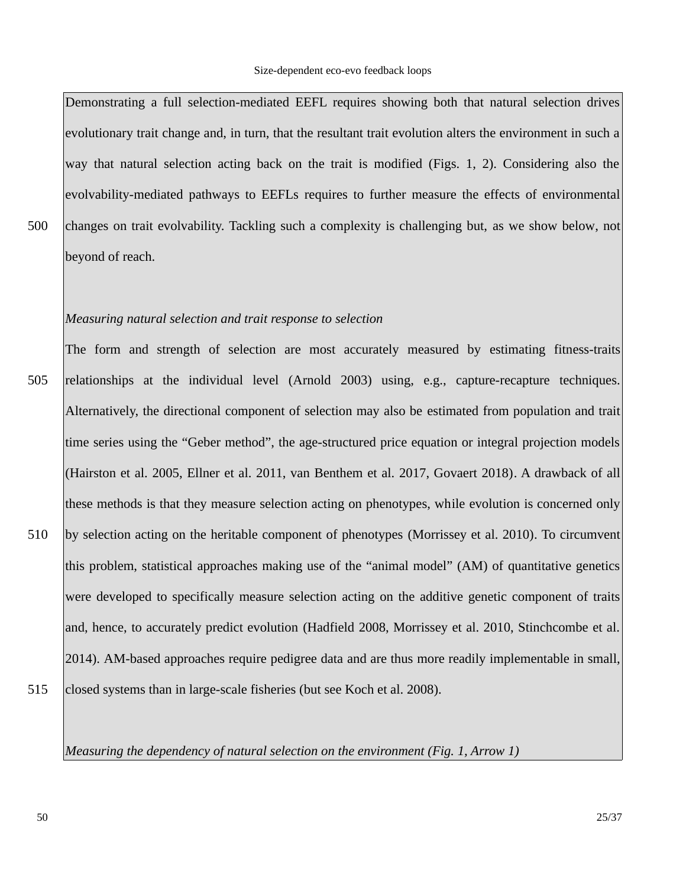Demonstrating a full selection-mediated EEFL requires showing both that natural selection drives evolutionary trait change and, in turn, that the resultant trait evolution alters the environment in such a way that natural selection acting back on the trait is modified (Figs. 1, 2). Considering also the evolvability-mediated pathways to EEFLs requires to further measure the effects of environmental changes on trait evolvability. Tackling such a complexity is challenging but, as we show below, not beyond of reach.

*Measuring natural selection and trait response to selection*

The form and strength of selection are most accurately measured by estimating fitness-traits relationships at the individual level (Arnold 2003) using, e.g., capture-recapture techniques. Alternatively, the directional component of selection may also be estimated from population and trait time series using the "Geber method", the age-structured price equation or integral projection models (Hairston et al. 2005, Ellner et al. 2011, van Benthem et al. 2017, Govaert 2018). A drawback of all these methods is that they measure selection acting on phenotypes, while evolution is concerned only by selection acting on the heritable component of phenotypes (Morrissey et al. 2010). To circumvent this problem, statistical approaches making use of the "animal model" (AM) of quantitative genetics were developed to specifically measure selection acting on the additive genetic component of traits and, hence, to accurately predict evolution (Hadfield 2008, Morrissey et al. 2010, Stinchcombe et al. 2014). AM-based approaches require pedigree data and are thus more readily implementable in small, closed systems than in large-scale fisheries (but see Koch et al. 2008).

*Measuring the dependency of natural selection eco the environment (Fig. 1, Arrow 1)*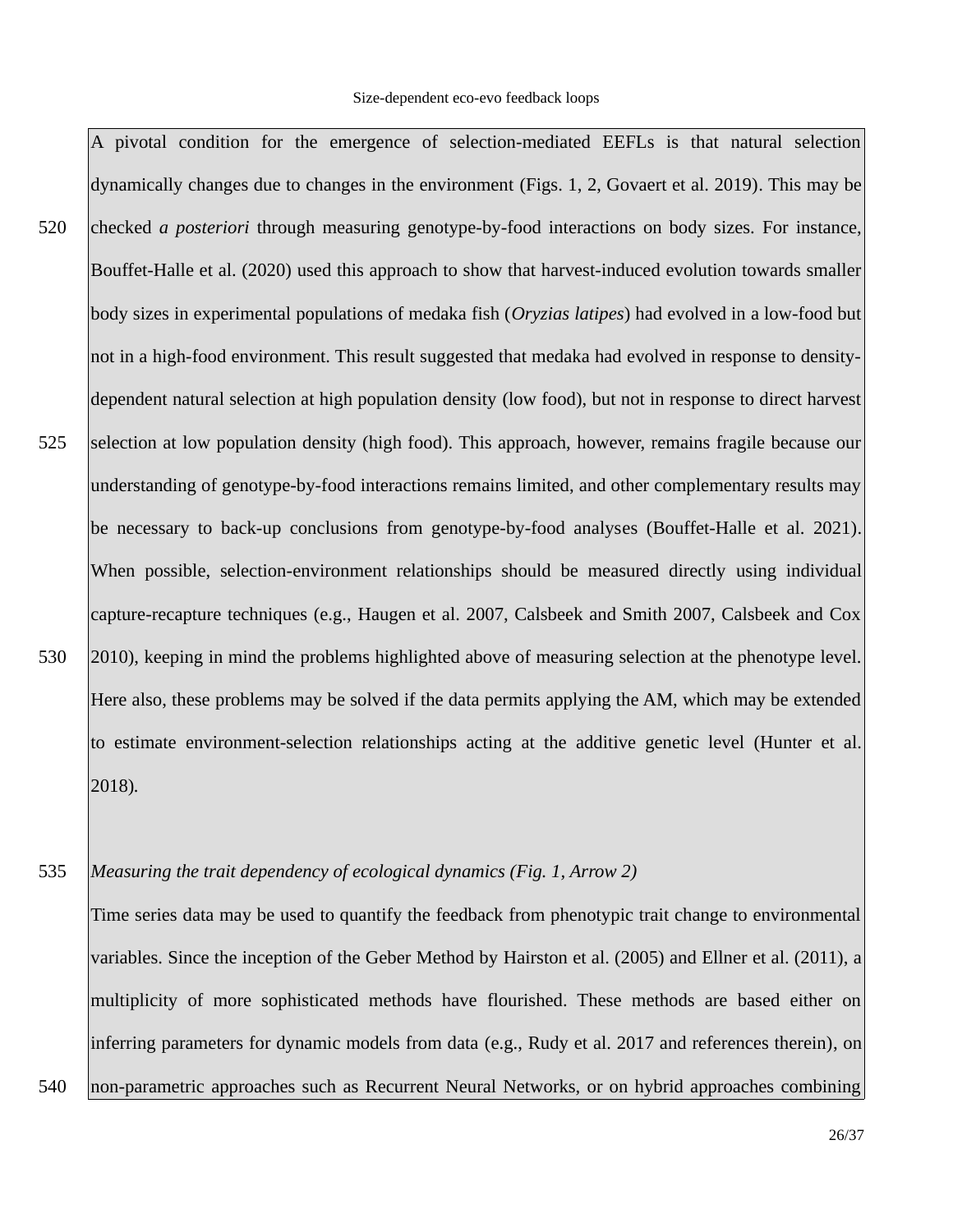A pivotal condition for the emergence of selection-mediated EEFLs is that natural selection dynamically changes due to changes in the environment (Figs. 1, 2, Govaert et al. 2019). This may be checked *a posteriori* through measuring genotype-by-food interactions on body sizes. For instance, Bouffet-Halle et al. (2020) used this approach to show that harvest-induced evolution towards smaller body sizes in experimental populations of medaka fish (*Oryzias latipes*) had evolved in a low-food but not in a high-food environment. This result suggested that medaka had evolved in response to density-dependent natural selection at high population density (low food), but not in response to direct harvest selection at low population density (high food). This approach, however, remains fragile because our understanding of genotype-by-food interactions remains limited, and other complementary results may be necessary to back-up conclusions from genotype-by-food analyses (Bouffet-Halle et al. 2021). When possible, selection-environment relationships should be measured directly using individual capture-recapture techniques (e.g., Haugen et al. 2007, Calsbeek and Smith 2007, Calsbeek and Cox 2010), keeping in mind the problems highlighted above of measuring selection at the phenotype level. Here also, these problems may be solved if the data permits applying the AM, which may be extended to estimate environment-selection relationships acting at the additive genetic level (Hunter et al. 2018).

*Measuring the trait dependency of ecological dynamics (Fig. 1, Arrow 2)*

Time series data may be used to quantify the feedback from phenotypic trait change to environmental variables. Since the inception of the Geber Method by Hairston et al. (2005) and Ellner et al. (2011), a multiplicity of more sophisticated methods have flourished. These methods are based either on inferring parameters for dynamic models from data (e.g., Rudy et al. 2017 and references therein), on non-parametric approaches such as Recurrent Neural Networks, or on hybrid approaches combining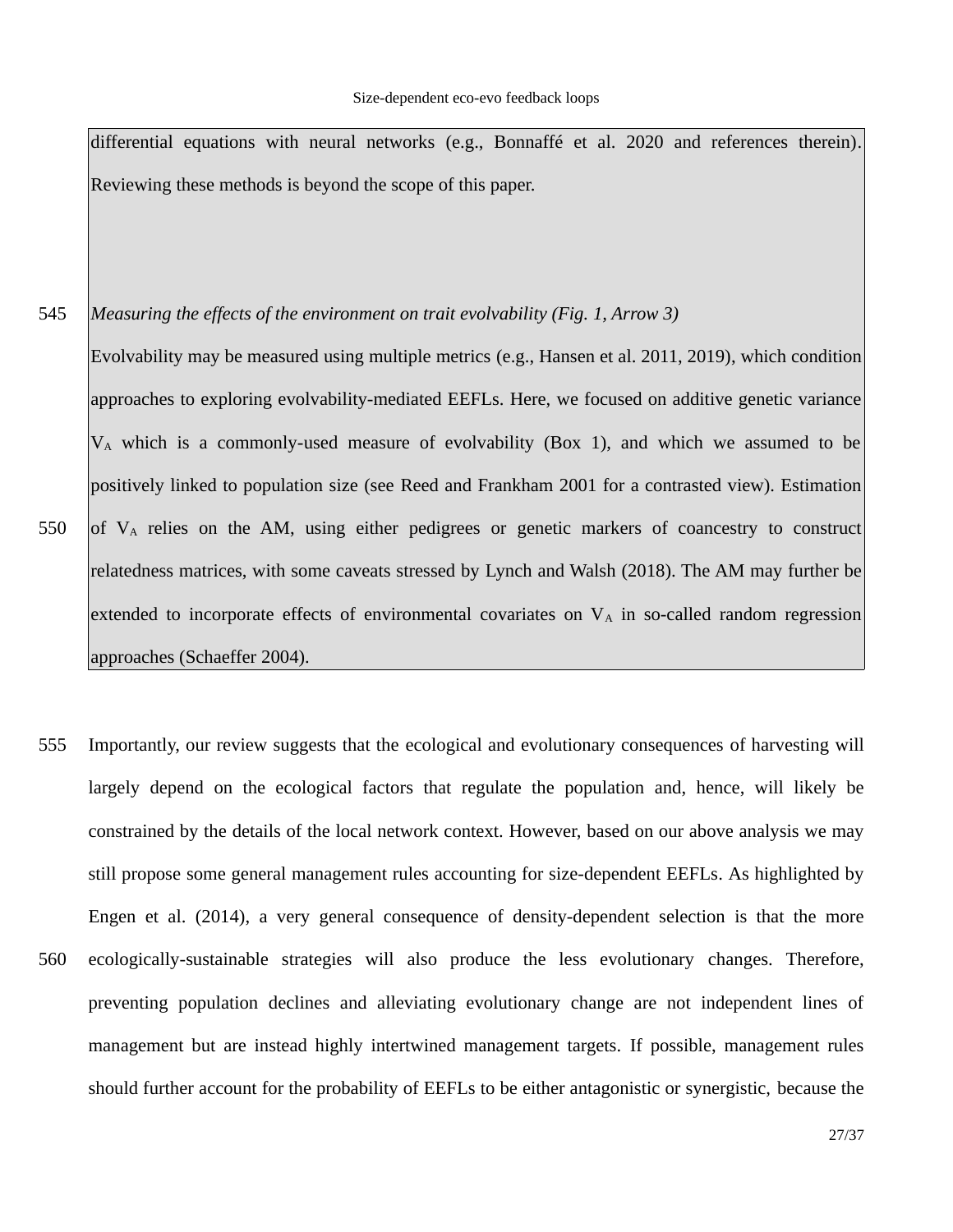differential equations with neural networks (e.g., Bonnaffé et al. 2020 and references therein). Reviewing these methods is beyond the scope of this paper.

*Measuring the effects of the environment on trait evolvability (Fig. 1, Arrow 3)*

Evolvability may be measured using multiple metrics (e.g., Hansen et al. 2011, 2019), which condition approaches to exploring evolvability-mediated EEFLs. Here, we focused on additive genetic variance $V_A$ which is a commonly-used measure of evolvability (Box 1), and which we assumed to be positively linked to population size (see Reed and Frankham 2001 for a contrasted view). Estimation of $V_A$ relies on the AM, using either pedigrees or genetic markers of coancestry to construct relatedness matrices, with some caveats stressed by Lynch and Walsh (2018). The AM may further be extended to incorporate effects of environmental covariates on $V_A$ in so-called random regression approaches (Schaeffer 2004).

Importantly, our review suggests that the ecological and evolutionary consequences of harvesting will largely depend on the ecological factors that regulate the population and, hence, will likely be constrained by the details of the local network context. However, based on our above analysis we may still propose some general management rules accounting for size-dependent EEFLs. As highlighted by Engen et al. (2014), a very general consequence of density-dependent selection is that the more ecologically-sustainable strategies will also produce the less evolutionary changes. Therefore, preventing population declines and alleviating evolutionary change are not independent lines of management but are instead highly intertwined management targets. If possible, management rules should further account for the probability of EEFLs to be either antagonistic or synergistic, because the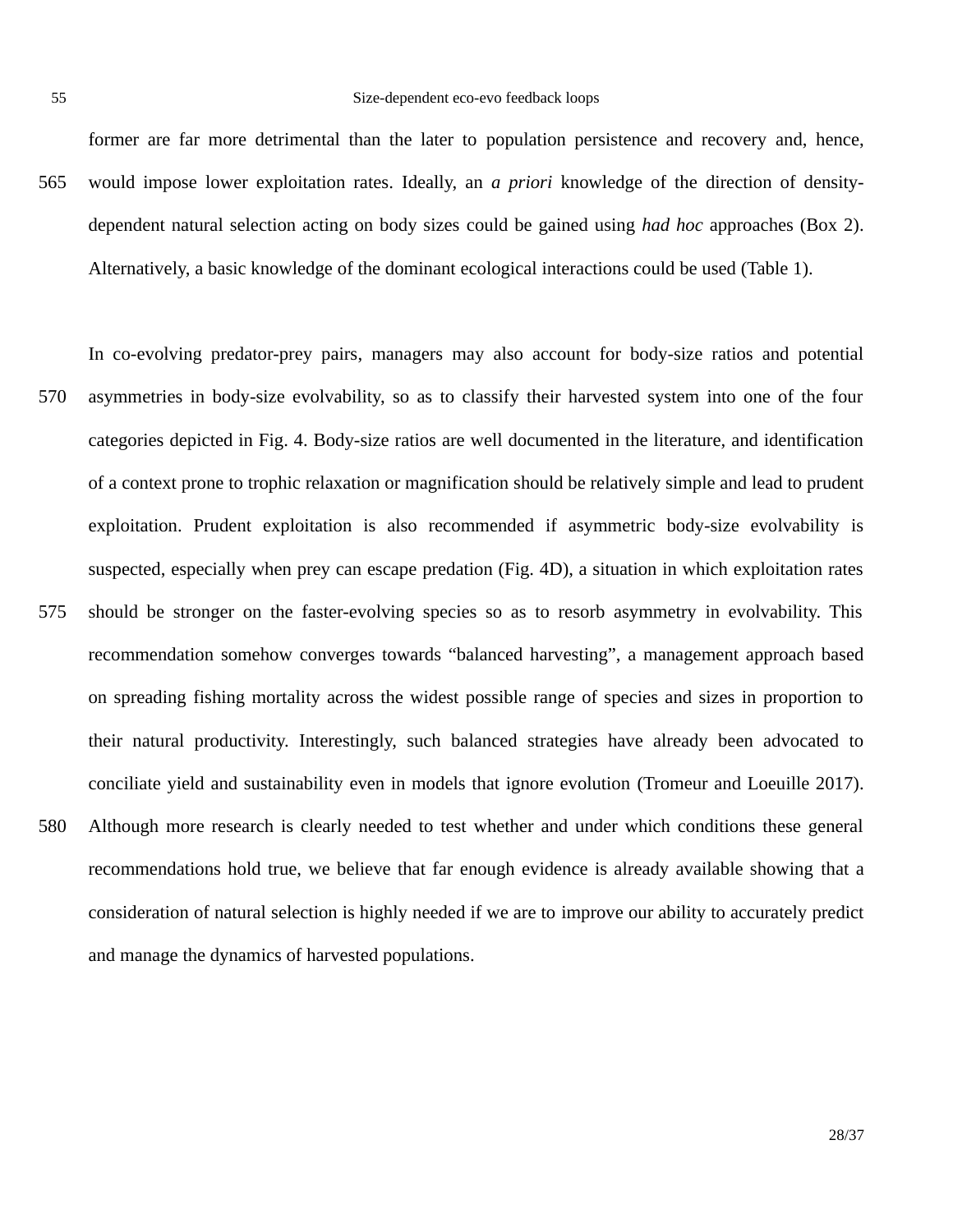former are far more detrimental than the later to population persistence and recovery and, hence, would impose lower exploitation rates. Ideally, an *a priori* knowledge of the direction of density-dependent natural selection acting on body sizes could be gained using *had hoc* approaches (Box 2). Alternatively, a basic knowledge of the dominant ecological interactions could be used (Table 1).

In co-evolving predator-prey pairs, managers may also account for body-size ratios and potential asymmetries in body-size evolvability, so as to classify their harvested system into one of the four categories depicted in Fig. 4. Body-size ratios are well documented in the literature, and identification of a context prone to trophic relaxation or magnification should be relatively simple and lead to prudent exploitation. Prudent exploitation is also recommended if asymmetric body-size evolvability is suspected, especially when prey can escape predation (Fig. 4D), a situation in which exploitation rates should be stronger on the faster-evolving species so as to resorb asymmetry in evolvability. This recommendation somehow converges towards "balanced harvesting", a management approach based on spreading fishing mortality across the widest possible range of species and sizes in proportion to their natural productivity. Interestingly, such balanced strategies have already been advocated to conciliate yield and sustainability even in models that ignore evolution (Tromeur and Loeuille 2017). Although more research is clearly needed to test whether and under which conditions these general recommendations hold true, we believe that far enough evidence is already available showing that a consideration of natural selection is highly needed if we are to improve our ability to accurately predict and manage the dynamics of harvested populations.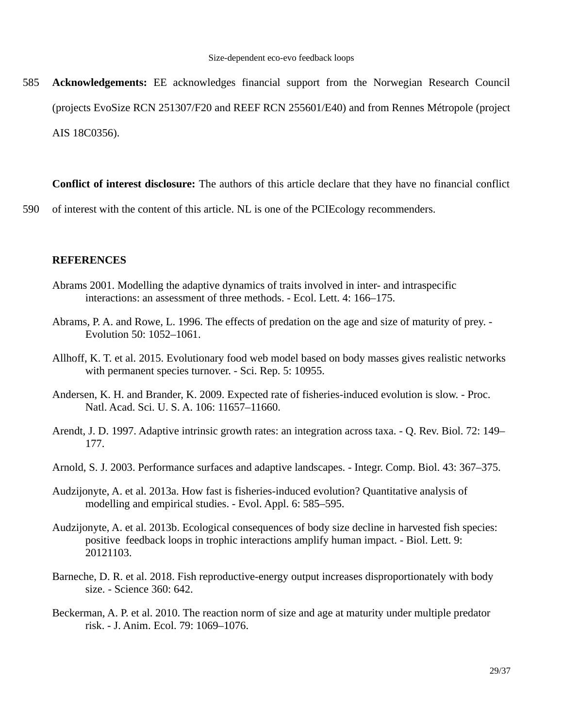**Acknowledgements:** EE acknowledges financial support from the Norwegian Research Council (projects EvoSize RCN 251307/F20 and REEF RCN 255601/E40) and from Rennes Métropole (project AIS 18C0356).

**Conflict of interest disclosure:** The authors of this article declare that they have no financial conflict of interest with the content of this article. NL is one of the PCIEcology recommenders.

## REFERENCES

Abrams 2001. Modelling the adaptive dynamics of traits involved in inter- and intraspecific interactions: an assessment of three methods. - Ecol. Lett. 4: 166–175.

Abrams, P. A. and Rowe, L. 1996. The effects of predation on the age and size of maturity of prey. - Evolution 50: 1052–1061.

Allhoff, K. T. et al. 2015. Evolutionary food web model based on body masses gives realistic networks with permanent species turnover. - Sci. Rep. 5: 10955.

Andersen, K. H. and Brander, K. 2009. Expected rate of fisheries-induced evolution is slow. - Proc. Natl. Acad. Sci. U. S. A. 106: 11657–11660.

Arendt, J. D. 1997. Adaptive intrinsic growth rates: an integration across taxa. - Q. Rev. Biol. 72: 149–177.

Arnold, S. J. 2003. Performance surfaces and adaptive landscapes. - Integr. Comp. Biol. 43: 367–375.

Audzijonyte, A. et al. 2013a. How fast is fisheries-induced evolution? Quantitative analysis of modelling and empirical studies. - Evol. Appl. 6: 585–595.

Audzijonyte, A. et al. 2013b. Ecological consequences of body size decline in harvested fish species: positive feedback loops in trophic interactions amplify human impact. - Biol. Lett. 9: 20121103.

Barneche, D. R. et al. 2018. Fish reproductive-energy output increases disproportionately with body size. - Science 360: 642.

Beckerman, A. P. et al. 2010. The reaction norm of size and age at maturity under multiple predator risk. - J. Anim. Ecol. 79: 1069–1076.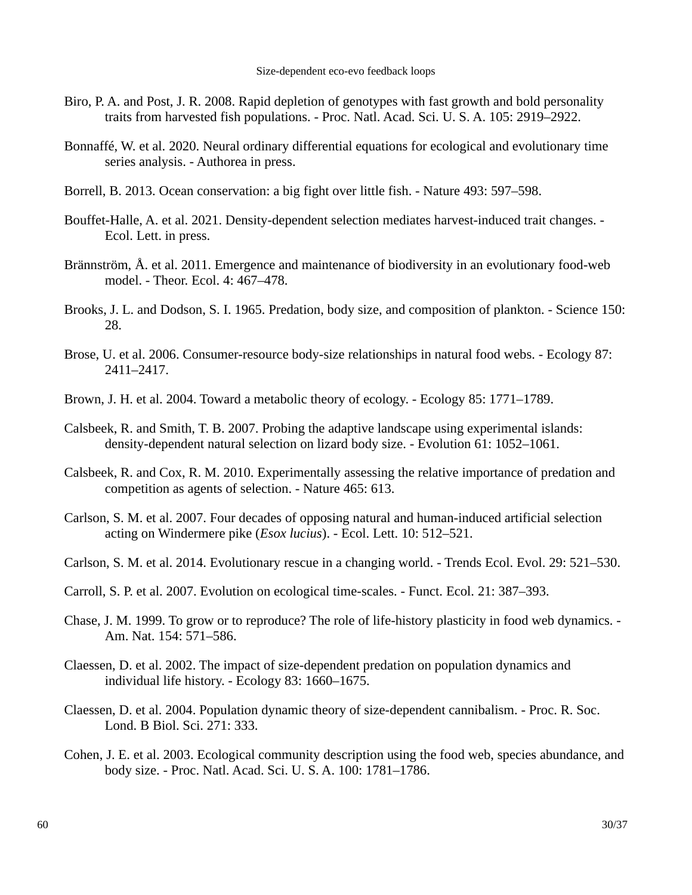Biro, P. A. and Post, J. R. 2008. Rapid depletion of genotypes with fast growth and bold personality traits from harvested fish populations. - Proc. Natl. Acad. Sci. U. S. A. 105: 2919–2922.

Bonnaffé, W. et al. 2020. Neural ordinary differential equations for ecological and evolutionary time series analysis. - Authorea in press.

Borrell, B. 2013. Ocean conservation: a big fight over little fish. - Nature 493: 597–598.

Bouffet-Halle, A. et al. 2021. Density-dependent selection mediates harvest-induced trait changes. - Ecol. Lett. in press.

Brännström, Å. et al. 2011. Emergence and maintenance of biodiversity in an evolutionary food-web model. - Theor. Ecol. 4: 467–478.

Brooks, J. L. and Dodson, S. I. 1965. Predation, body size, and composition of plankton. - Science 150: 28.

Brose, U. et al. 2006. Consumer-resource body-size relationships in natural food webs. - Ecology 87: 2411–2417.

Brown, J. H. et al. 2004. Toward a metabolic theory of ecology. - Ecology 85: 1771–1789.

Calsbeek, R. and Smith, T. B. 2007. Probing the adaptive landscape using experimental islands: density-dependent natural selection on lizard body size. - Evolution 61: 1052–1061.

Calsbeek, R. and Cox, R. M. 2010. Experimentally assessing the relative importance of predation and competition as agents of selection. - Nature 465: 613.

Carlson, S. M. et al. 2007. Four decades of opposing natural and human-induced artificial selection acting on Windermere pike (*Esox lucius*). - Ecol. Lett. 10: 512–521.

Carlson, S. M. et al. 2014. Evolutionary rescue in a changing world. - Trends Ecol. Evol. 29: 521–530.

Carroll, S. P. et al. 2007. Evolution on ecological time-scales. - Funct. Ecol. 21: 387–393.

Chase, J. M. 1999. To grow or to reproduce? The role of life-history plasticity in food web dynamics. - Am. Nat. 154: 571–586.

Claessen, D. et al. 2002. The impact of size-dependent predation on population dynamics and individual life history. - Ecology 83: 1660–1675.

Claessen, D. et al. 2004. Population dynamic theory of size-dependent cannibalism. - Proc. R. Soc. Lond. B Biol. Sci. 271: 333.

Cohen, J. E. et al. 2003. Ecological community description using the food web, species abundance, and body size. - Proc. Natl. Acad. Sci. U. S. A. 100: 1781–1786.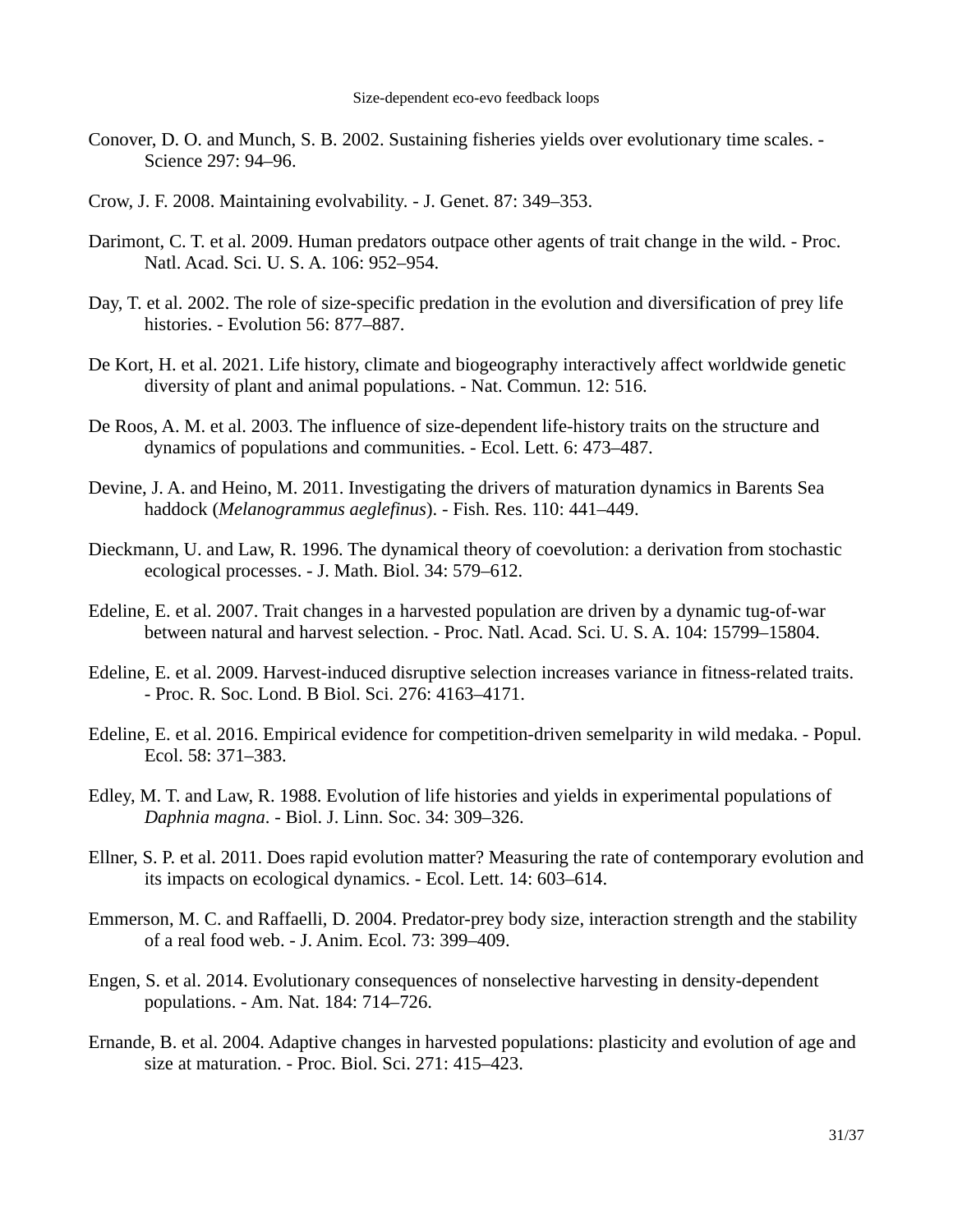Conover, D. O. and Munch, S. B. 2002. Sustaining fisheries yields over evolutionary time scales. - Science 297: 94–96.

Crow, J. F. 2008. Maintaining evolvability. - J. Genet. 87: 349–353.

Darimont, C. T. et al. 2009. Human predators outpace other agents of trait change in the wild. - Proc. Natl. Acad. Sci. U. S. A. 106: 952–954.

Day, T. et al. 2002. The role of size-specific predation in the evolution and diversification of prey life histories. - Evolution 56: 877–887.

De Kort, H. et al. 2021. Life history, climate and biogeography interactively affect worldwide genetic diversity of plant and animal populations. - Nat. Commun. 12: 516.

De Roos, A. M. et al. 2003. The influence of size-dependent life-history traits on the structure and dynamics of populations and communities. - Ecol. Lett. 6: 473–487.

Devine, J. A. and Heino, M. 2011. Investigating the drivers of maturation dynamics in Barents Sea haddock (*Melanogrammus aeglefinus*). - Fish. Res. 110: 441–449.

Dieckmann, U. and Law, R. 1996. The dynamical theory of coevolution: a derivation from stochastic ecological processes. - J. Math. Biol. 34: 579–612.

Edeline, E. et al. 2007. Trait changes in a harvested population are driven by a dynamic tug-of-war between natural and harvest selection. - Proc. Natl. Acad. Sci. U. S. A. 104: 15799–15804.

Edeline, E. et al. 2009. Harvest-induced disruptive selection increases variance in fitness-related traits. - Proc. R. Soc. Lond. B Biol. Sci. 276: 4163–4171.

Edeline, E. et al. 2016. Empirical evidence for competition-driven semelparity in wild medaka. - Popul. Ecol. 58: 371–383.

Edley, M. T. and Law, R. 1988. Evolution of life histories and yields in experimental populations of *Daphnia magna*. - Biol. J. Linn. Soc. 34: 309–326.

Ellner, S. P. et al. 2011. Does rapid evolution matter? Measuring the rate of contemporary evolution and its impacts on ecological dynamics. - Ecol. Lett. 14: 603–614.

Emmerson, M. C. and Raffaelli, D. 2004. Predator-prey body size, interaction strength and the stability of a real food web. - J. Anim. Ecol. 73: 399–409.

Engen, S. et al. 2014. Evolutionary consequences of nonselective harvesting in density-dependent populations. - Am. Nat. 184: 714–726.

Ernande, B. et al. 2004. Adaptive changes in harvested populations: plasticity and evolution of age and size at maturation. - Proc. Biol. Sci. 271: 415–423.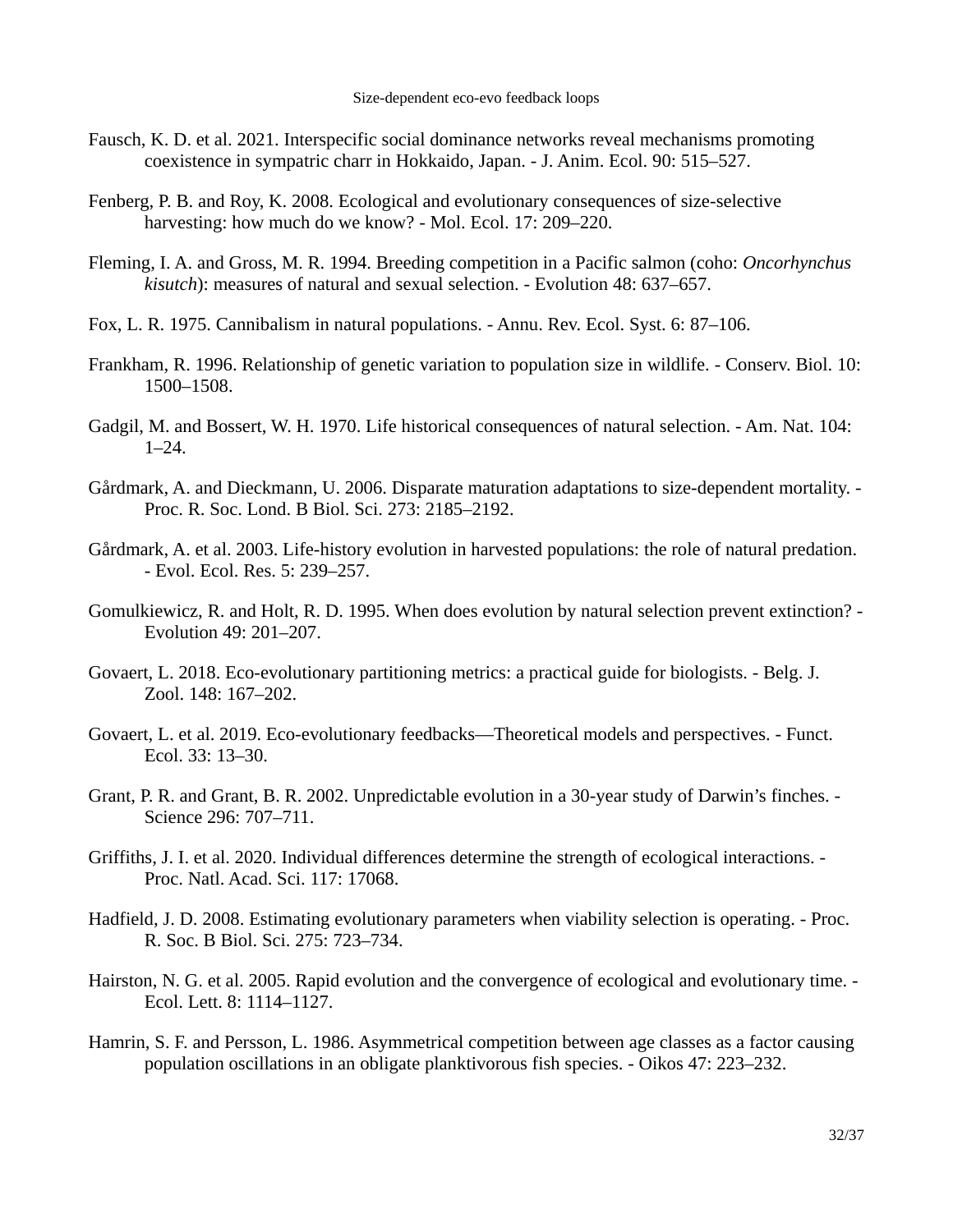Fausch, K. D. et al. 2021. Interspecific social dominance networks reveal mechanisms promoting coexistence in sympatric charr in Hokkaido, Japan. - J. Anim. Ecol. 90: 515–527.

Fenberg, P. B. and Roy, K. 2008. Ecological and evolutionary consequences of size-selective harvesting: how much do we know? - Mol. Ecol. 17: 209–220.

Fleming, I. A. and Gross, M. R. 1994. Breeding competition in a Pacific salmon (coho: *Oncorhynchus kisutch*): measures of natural and sexual selection. - Evolution 48: 637–657.

Fox, L. R. 1975. Cannibalism in natural populations. - Annu. Rev. Ecol. Syst. 6: 87–106.

Frankham, R. 1996. Relationship of genetic variation to population size in wildlife. - Conserv. Biol. 10: 1500–1508.

Gadgil, M. and Bossert, W. H. 1970. Life historical consequences of natural selection. - Am. Nat. 104: 1–24.

Gårdmark, A. and Dieckmann, U. 2006. Disparate maturation adaptations to size-dependent mortality. - Proc. R. Soc. Lond. B Biol. Sci. 273: 2185–2192.

Gårdmark, A. et al. 2003. Life-history evolution in harvested populations: the role of natural predation. - Evol. Ecol. Res. 5: 239–257.

Gomulkiewicz, R. and Holt, R. D. 1995. When does evolution by natural selection prevent extinction? - Evolution 49: 201–207.

Govaert, L. 2018. Eco-evolutionary partitioning metrics: a practical guide for biologists. - Belg. J. Zool. 148: 167–202.

Govaert, L. et al. 2019. Eco-evolutionary feedbacks—Theoretical models and perspectives. - Funct. Ecol. 33: 13–30.

Grant, P. R. and Grant, B. R. 2002. Unpredictable evolution in a 30-year study of Darwin's finches. - Science 296: 707–711.

Griffiths, J. I. et al. 2020. Individual differences determine the strength of ecological interactions. - Proc. Natl. Acad. Sci. 117: 17068.

Hadfield, J. D. 2008. Estimating evolutionary parameters when viability selection is operating. - Proc. R. Soc. B Biol. Sci. 275: 723–734.

Hairston, N. G. et al. 2005. Rapid evolution and the convergence of ecological and evolutionary time. - Ecol. Lett. 8: 1114–1127.

Hamrin, S. F. and Persson, L. 1986. Asymmetrical competition between age classes as a factor causing population oscillations in an obligate planktivorous fish species. - Oikos 47: 223–232.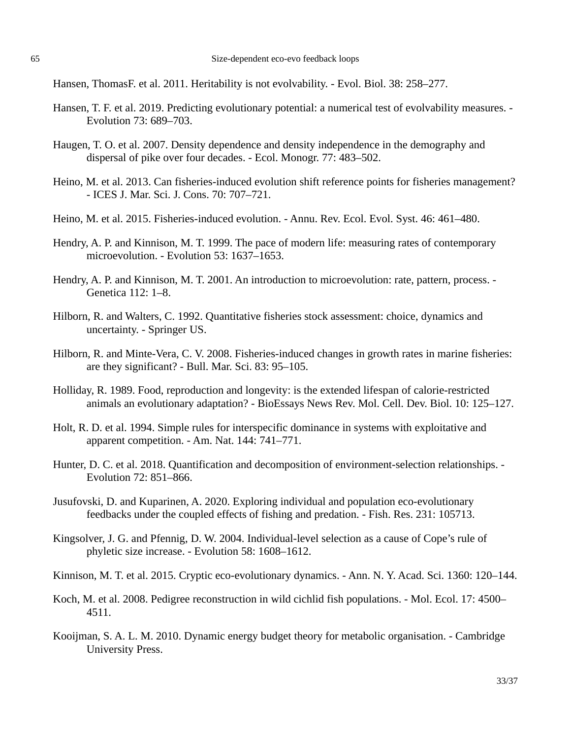Hansen, ThomasF. et al. 2011. Heritability is not evolvability. - Evol. Biol. 38: 258–277.

Hansen, T. F. et al. 2019. Predicting evolutionary potential: a numerical test of evolvability measures. - Evolution 73: 689–703.

Haugen, T. O. et al. 2007. Density dependence and density independence in the demography and dispersal of pike over four decades. - Ecol. Monogr. 77: 483–502.

Heino, M. et al. 2013. Can fisheries-induced evolution shift reference points for fisheries management? - ICES J. Mar. Sci. J. Cons. 70: 707–721.

Heino, M. et al. 2015. Fisheries-induced evolution. - Annu. Rev. Ecol. Evol. Syst. 46: 461–480.

Hendry, A. P. and Kinnison, M. T. 1999. The pace of modern life: measuring rates of contemporary microevolution. - Evolution 53: 1637–1653.

Hendry, A. P. and Kinnison, M. T. 2001. An introduction to microevolution: rate, pattern, process. - Genetica 112: 1–8.

Hilborn, R. and Walters, C. 1992. Quantitative fisheries stock assessment: choice, dynamics and uncertainty. - Springer US.

Hilborn, R. and Minte-Vera, C. V. 2008. Fisheries-induced changes in growth rates in marine fisheries: are they significant? - Bull. Mar. Sci. 83: 95–105.

Holliday, R. 1989. Food, reproduction and longevity: is the extended lifespan of calorie-restricted animals an evolutionary adaptation? - BioEssays News Rev. Mol. Cell. Dev. Biol. 10: 125–127.

Holt, R. D. et al. 1994. Simple rules for interspecific dominance in systems with exploitative and apparent competition. - Am. Nat. 144: 741–771.

Hunter, D. C. et al. 2018. Quantification and decomposition of environment-selection relationships. - Evolution 72: 851–866.

Jusufovski, D. and Kuparinen, A. 2020. Exploring individual and population eco-evolutionary feedbacks under the coupled effects of fishing and predation. - Fish. Res. 231: 105713.

Kingsolver, J. G. and Pfennig, D. W. 2004. Individual-level selection as a cause of Cope's rule of phyletic size increase. - Evolution 58: 1608–1612.

Kinnison, M. T. et al. 2015. Cryptic eco-evolutionary dynamics. - Ann. N. Y. Acad. Sci. 1360: 120–144.

Koch, M. et al. 2008. Pedigree reconstruction in wild cichlid fish populations. - Mol. Ecol. 17: 4500–4511.

Kooijman, S. A. L. M. 2010. Dynamic energy budget theory for metabolic organisation. - Cambridge University Press.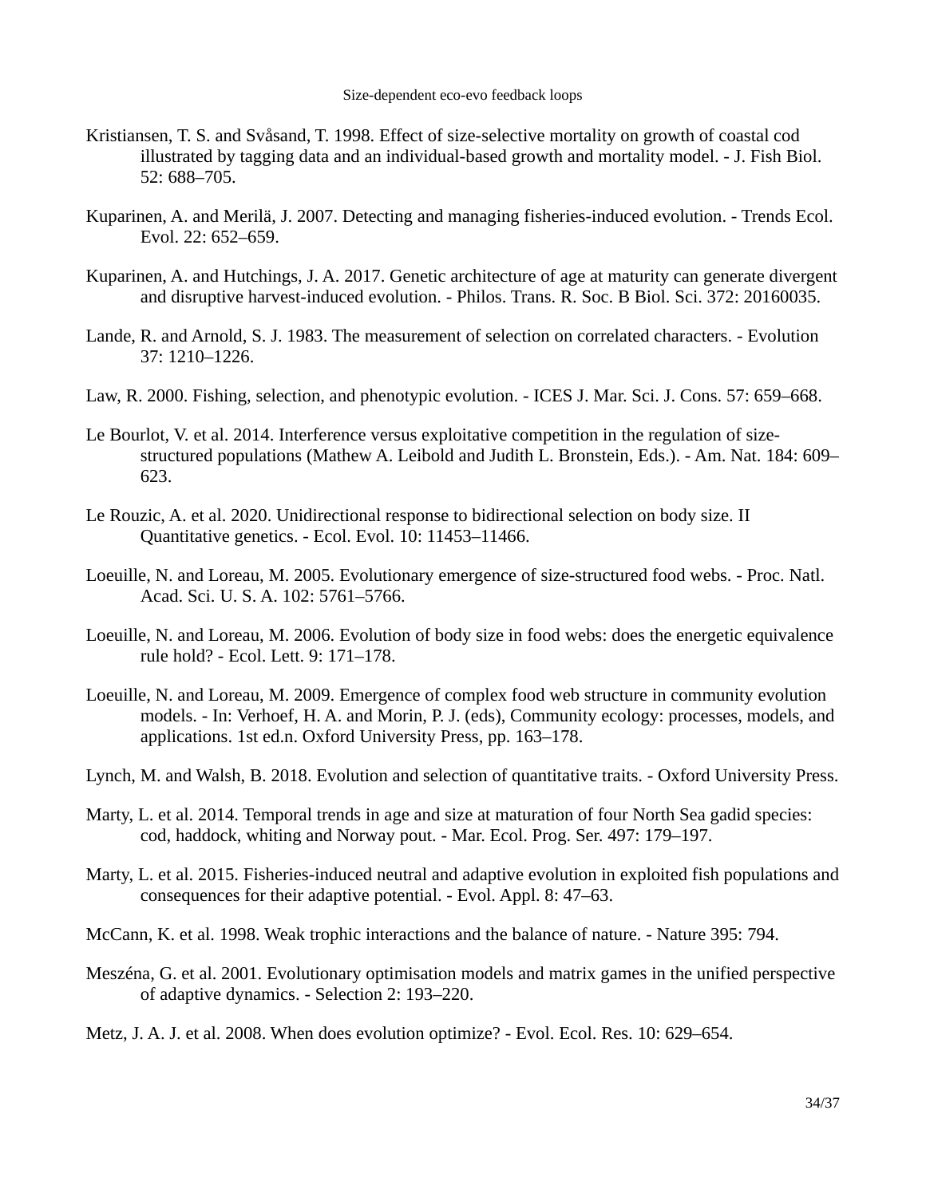Kristiansen, T. S. and Svåsand, T. 1998. Effect of size-selective mortality on growth of coastal cod illustrated by tagging data and an individual-based growth and mortality model. - J. Fish Biol. 52: 688–705.

Kuparinen, A. and Merilä, J. 2007. Detecting and managing fisheries-induced evolution. - Trends Ecol. Evol. 22: 652–659.

Kuparinen, A. and Hutchings, J. A. 2017. Genetic architecture of age at maturity can generate divergent and disruptive harvest-induced evolution. - Philos. Trans. R. Soc. B Biol. Sci. 372: 20160035.

Lande, R. and Arnold, S. J. 1983. The measurement of selection on correlated characters. - Evolution 37: 1210–1226.

Law, R. 2000. Fishing, selection, and phenotypic evolution. - ICES J. Mar. Sci. J. Cons. 57: 659–668.

Le Bourlot, V. et al. 2014. Interference versus exploitative competition in the regulation of size-structured populations (Mathew A. Leibold and Judith L. Bronstein, Eds.). - Am. Nat. 184: 609–623.

Le Rouzic, A. et al. 2020. Unidirectional response to bidirectional selection on body size. II Quantitative genetics. - Ecol. Evol. 10: 11453–11466.

Loeuille, N. and Loreau, M. 2005. Evolutionary emergence of size-structured food webs. - Proc. Natl. Acad. Sci. U. S. A. 102: 5761–5766.

Loeuille, N. and Loreau, M. 2006. Evolution of body size in food webs: does the energetic equivalence rule hold? - Ecol. Lett. 9: 171–178.

Loeuille, N. and Loreau, M. 2009. Emergence of complex food web structure in community evolution models. - In: Verhoef, H. A. and Morin, P. J. (eds), Community ecology: processes, models, and applications. 1st ed.n. Oxford University Press, pp. 163–178.

Lynch, M. and Walsh, B. 2018. Evolution and selection of quantitative traits. - Oxford University Press.

Marty, L. et al. 2014. Temporal trends in age and size at maturation of four North Sea gadid species: cod, haddock, whiting and Norway pout. - Mar. Ecol. Prog. Ser. 497: 179–197.

Marty, L. et al. 2015. Fisheries-induced neutral and adaptive evolution in exploited fish populations and consequences for their adaptive potential. - Evol. Appl. 8: 47–63.

McCann, K. et al. 1998. Weak trophic interactions and the balance of nature. - Nature 395: 794.

Meszéna, G. et al. 2001. Evolutionary optimisation models and matrix games in the unified perspective of adaptive dynamics. - Selection 2: 193–220.

Metz, J. A. J. et al. 2008. When does evolution optimize? - Evol. Ecol. Res. 10: 629–654.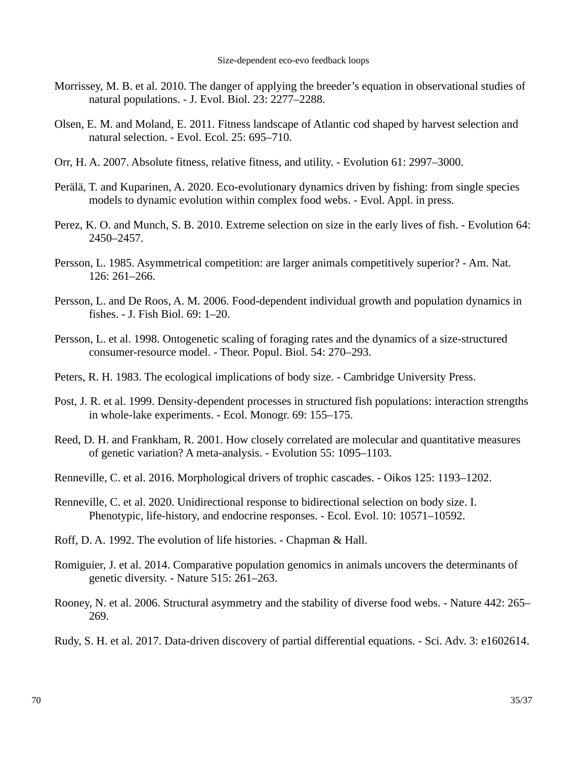Morrissey, M. B. et al. 2010. The danger of applying the breeder's equation in observational studies of natural populations. - J. Evol. Biol. 23: 2277–2288.

Olsen, E. M. and Moland, E. 2011. Fitness landscape of Atlantic cod shaped by harvest selection and natural selection. - Evol. Ecol. 25: 695–710.

Orr, H. A. 2007. Absolute fitness, relative fitness, and utility. - Evolution 61: 2997–3000.

Perälä, T. and Kuparinen, A. 2020. Eco-evolutionary dynamics driven by fishing: from single species models to dynamic evolution within complex food webs. - Evol. Appl. in press.

Perez, K. O. and Munch, S. B. 2010. Extreme selection on size in the early lives of fish. - Evolution 64: 2450–2457.

Persson, L. 1985. Asymmetrical competition: are larger animals competitively superior? - Am. Nat. 126: 261–266.

Persson, L. and De Roos, A. M. 2006. Food-dependent individual growth and population dynamics in fishes. - J. Fish Biol. 69: 1–20.

Persson, L. et al. 1998. Ontogenetic scaling of foraging rates and the dynamics of a size-structured consumer-resource model. - Theor. Popul. Biol. 54: 270–293.

Peters, R. H. 1983. The ecological implications of body size. - Cambridge University Press.

Post, J. R. et al. 1999. Density-dependent processes in structured fish populations: interaction strengths in whole-lake experiments. - Ecol. Monogr. 69: 155–175.

Reed, D. H. and Frankham, R. 2001. How closely correlated are molecular and quantitative measures of genetic variation? A meta-analysis. - Evolution 55: 1095–1103.

Renneville, C. et al. 2016. Morphological drivers of trophic cascades. - Oikos 125: 1193–1202.

Renneville, C. et al. 2020. Unidirectional response to bidirectional selection on body size. I. Phenotypic, life-history, and endocrine responses. - Ecol. Evol. 10: 10571–10592.

Roff, D. A. 1992. The evolution of life histories. - Chapman & Hall.

Romiguier, J. et al. 2014. Comparative population genomics in animals uncovers the determinants of genetic diversity. - Nature 515: 261–263.

Rooney, N. et al. 2006. Structural asymmetry and the stability of diverse food webs. - Nature 442: 265–269.

Rudy, S. H. et al. 2017. Data-driven discovery of partial differential equations. - Sci. Adv. 3: e1602614.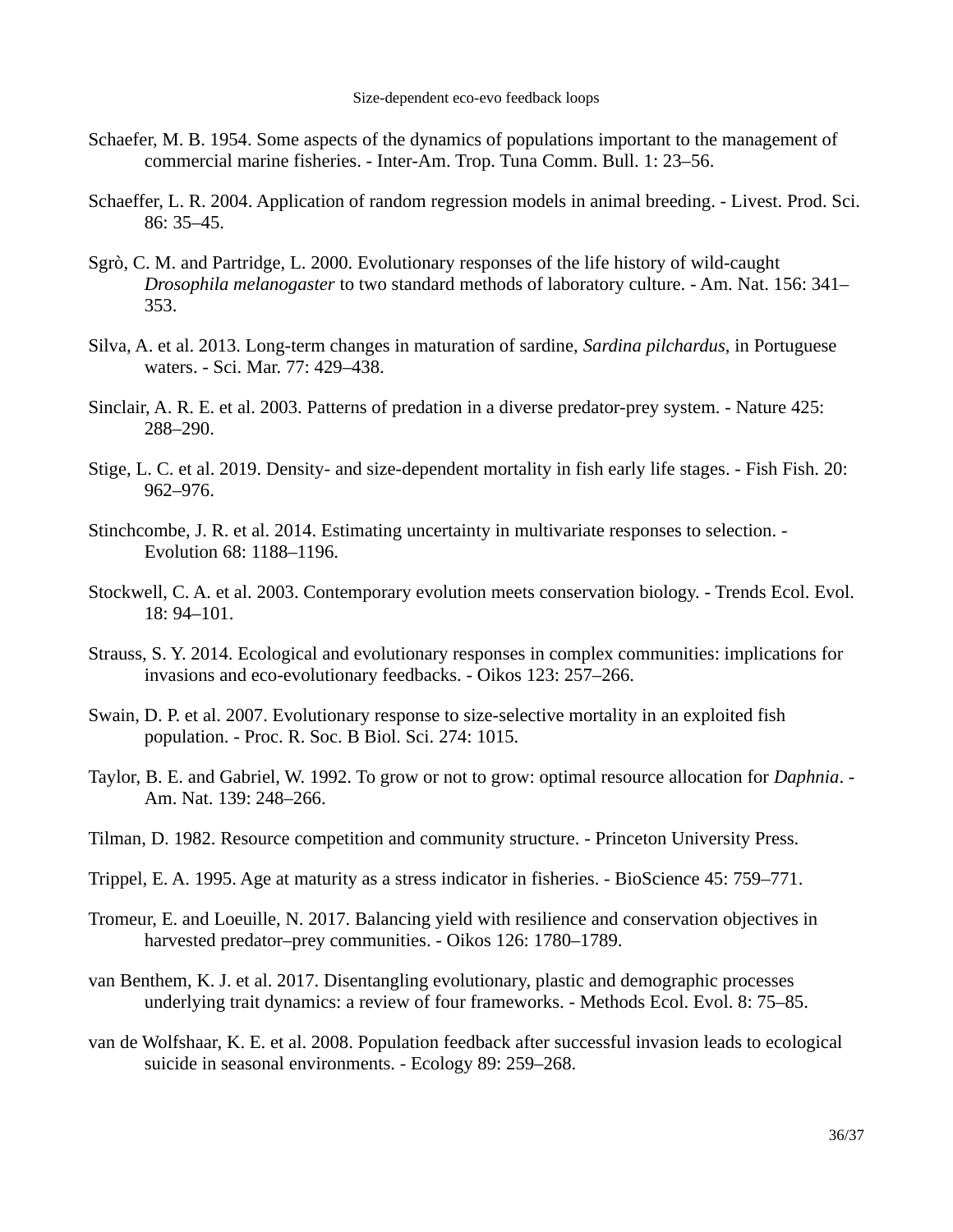Schaefer, M. B. 1954. Some aspects of the dynamics of populations important to the management of commercial marine fisheries. - Inter-Am. Trop. Tuna Comm. Bull. 1: 23–56.

Schaeffer, L. R. 2004. Application of random regression models in animal breeding. - Livest. Prod. Sci. 86: 35–45.

Sgrò, C. M. and Partridge, L. 2000. Evolutionary responses of the life history of wild-caught *Drosophila melanogaster* to two standard methods of laboratory culture. - Am. Nat. 156: 341–353.

Silva, A. et al. 2013. Long-term changes in maturation of sardine, *Sardina pilchardus*, in Portuguese waters. - Sci. Mar. 77: 429–438.

Sinclair, A. R. E. et al. 2003. Patterns of predation in a diverse predator-prey system. - Nature 425: 288–290.

Stige, L. C. et al. 2019. Density- and size-dependent mortality in fish early life stages. - Fish Fish. 20: 962–976.

Stinchcombe, J. R. et al. 2014. Estimating uncertainty in multivariate responses to selection. - Evolution 68: 1188–1196.

Stockwell, C. A. et al. 2003. Contemporary evolution meets conservation biology. - Trends Ecol. Evol. 18: 94–101.

Strauss, S. Y. 2014. Ecological and evolutionary responses in complex communities: implications for invasions and eco-evolutionary feedbacks. - Oikos 123: 257–266.

Swain, D. P. et al. 2007. Evolutionary response to size-selective mortality in an exploited fish population. - Proc. R. Soc. B Biol. Sci. 274: 1015.

Taylor, B. E. and Gabriel, W. 1992. To grow or not to grow: optimal resource allocation for *Daphnia*. - Am. Nat. 139: 248–266.

Tilman, D. 1982. Resource competition and community structure. - Princeton University Press.

Trippel, E. A. 1995. Age at maturity as a stress indicator in fisheries. - BioScience 45: 759–771.

Tromeur, E. and Loeuille, N. 2017. Balancing yield with resilience and conservation objectives in harvested predator–prey communities. - Oikos 126: 1780–1789.

van Benthem, K. J. et al. 2017. Disentangling evolutionary, plastic and demographic processes underlying trait dynamics: a review of four frameworks. - Methods Ecol. Evol. 8: 75–85.

van de Wolfshaar, K. E. et al. 2008. Population feedback after successful invasion leads to ecological suicide in seasonal environments. - Ecology 89: 259–268.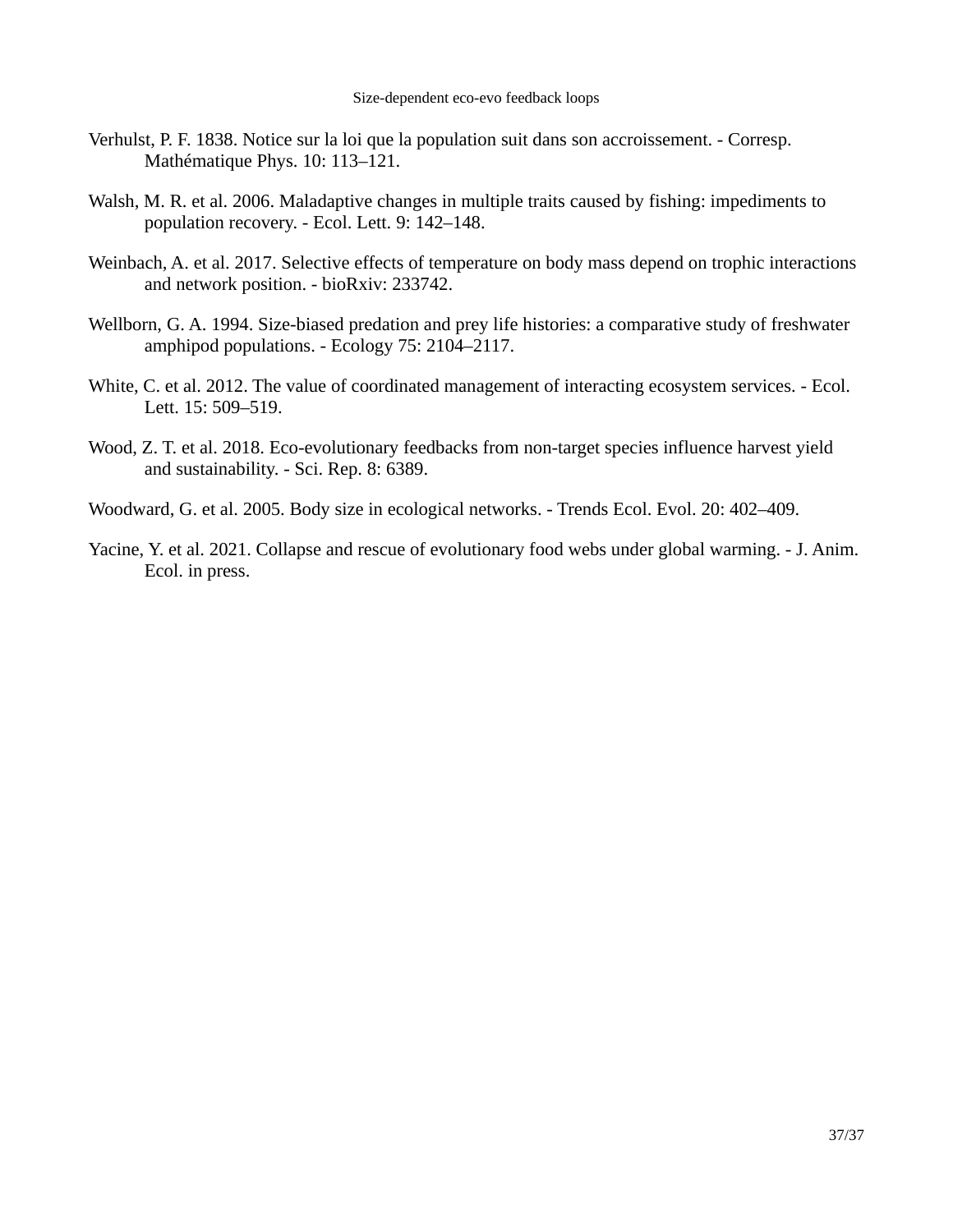Verhulst, P. F. 1838. Notice sur la loi que la population suit dans son accroissement. - Corresp. Mathématique Phys. 10: 113–121.

Walsh, M. R. et al. 2006. Maladaptive changes in multiple traits caused by fishing: impediments to population recovery. - Ecol. Lett. 9: 142–148.

Weinbach, A. et al. 2017. Selective effects of temperature on body mass depend on trophic interactions and network position. - bioRxiv: 233742.

Wellborn, G. A. 1994. Size-biased predation and prey life histories: a comparative study of freshwater amphipod populations. - Ecology 75: 2104–2117.

White, C. et al. 2012. The value of coordinated management of interacting ecosystem services. - Ecol. Lett. 15: 509–519.

Wood, Z. T. et al. 2018. Eco-evolutionary feedbacks from non-target species influence harvest yield and sustainability. - Sci. Rep. 8: 6389.

Woodward, G. et al. 2005. Body size in ecological networks. - Trends Ecol. Evol. 20: 402–409.

Yacine, Y. et al. 2021. Collapse and rescue of evolutionary food webs under global warming. - J. Anim. Ecol. in press.